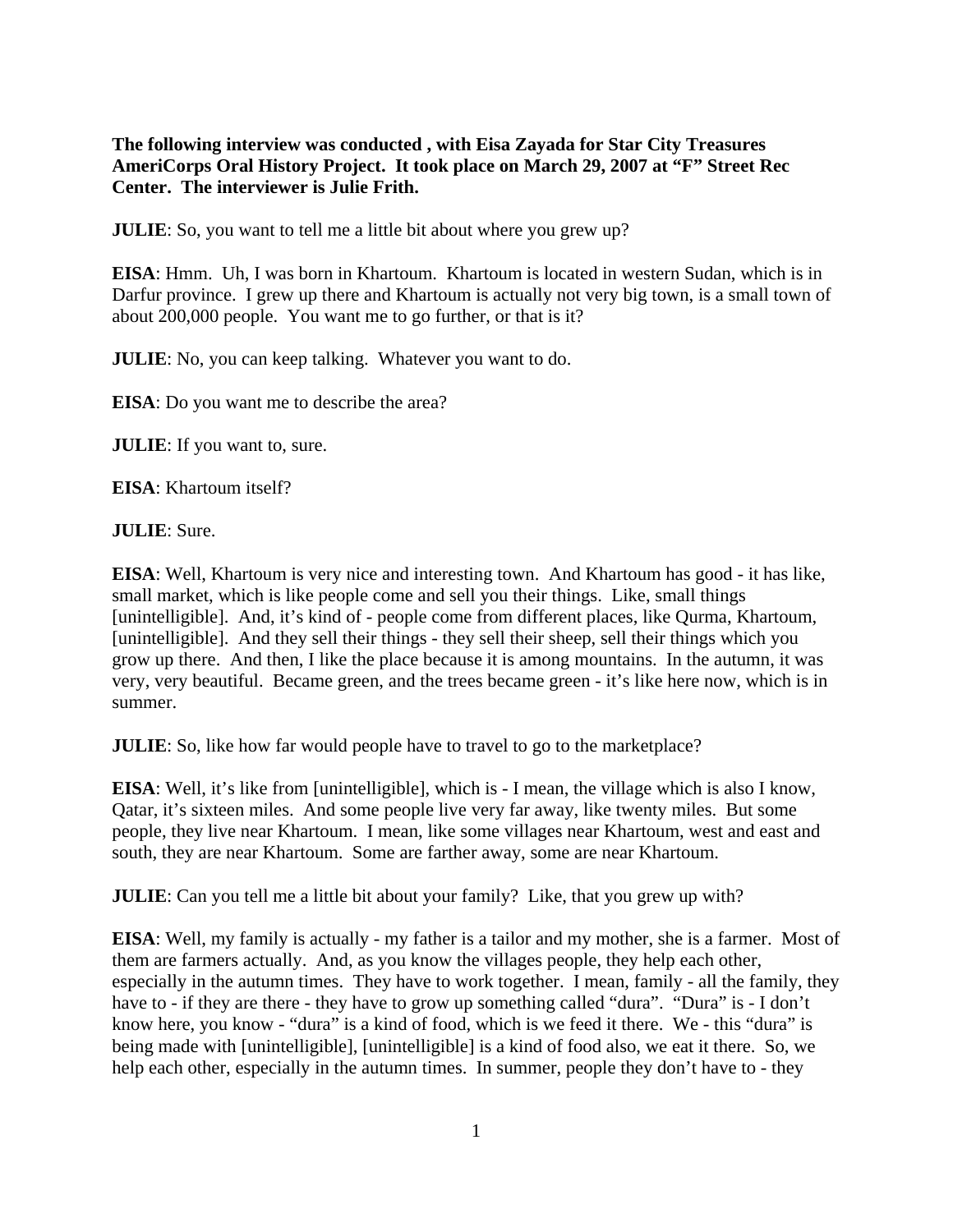**The following interview was conducted , with Eisa Zayada for Star City Treasures AmeriCorps Oral History Project. It took place on March 29, 2007 at "F" Street Rec Center. The interviewer is Julie Frith.**

**JULIE**: So, you want to tell me a little bit about where you grew up?

**EISA**: Hmm. Uh, I was born in Khartoum. Khartoum is located in western Sudan, which is in Darfur province. I grew up there and Khartoum is actually not very big town, is a small town of about 200,000 people. You want me to go further, or that is it?

**JULIE**: No, you can keep talking. Whatever you want to do.

**EISA**: Do you want me to describe the area?

**JULIE**: If you want to, sure.

**EISA**: Khartoum itself?

**JULIE**: Sure.

**EISA**: Well, Khartoum is very nice and interesting town. And Khartoum has good - it has like, small market, which is like people come and sell you their things. Like, small things [unintelligible]. And, it's kind of - people come from different places, like Qurma, Khartoum, [unintelligible]. And they sell their things - they sell their sheep, sell their things which you grow up there. And then, I like the place because it is among mountains. In the autumn, it was very, very beautiful. Became green, and the trees became green - it's like here now, which is in summer.

**JULIE**: So, like how far would people have to travel to go to the marketplace?

**EISA**: Well, it's like from [unintelligible], which is - I mean, the village which is also I know, Qatar, it's sixteen miles. And some people live very far away, like twenty miles. But some people, they live near Khartoum. I mean, like some villages near Khartoum, west and east and south, they are near Khartoum. Some are farther away, some are near Khartoum.

**JULIE**: Can you tell me a little bit about your family? Like, that you grew up with?

**EISA**: Well, my family is actually - my father is a tailor and my mother, she is a farmer. Most of them are farmers actually. And, as you know the villages people, they help each other, especially in the autumn times. They have to work together. I mean, family - all the family, they have to - if they are there - they have to grow up something called "dura". "Dura" is - I don't know here, you know - "dura" is a kind of food, which is we feed it there. We - this "dura" is being made with [unintelligible], [unintelligible] is a kind of food also, we eat it there. So, we help each other, especially in the autumn times. In summer, people they don't have to - they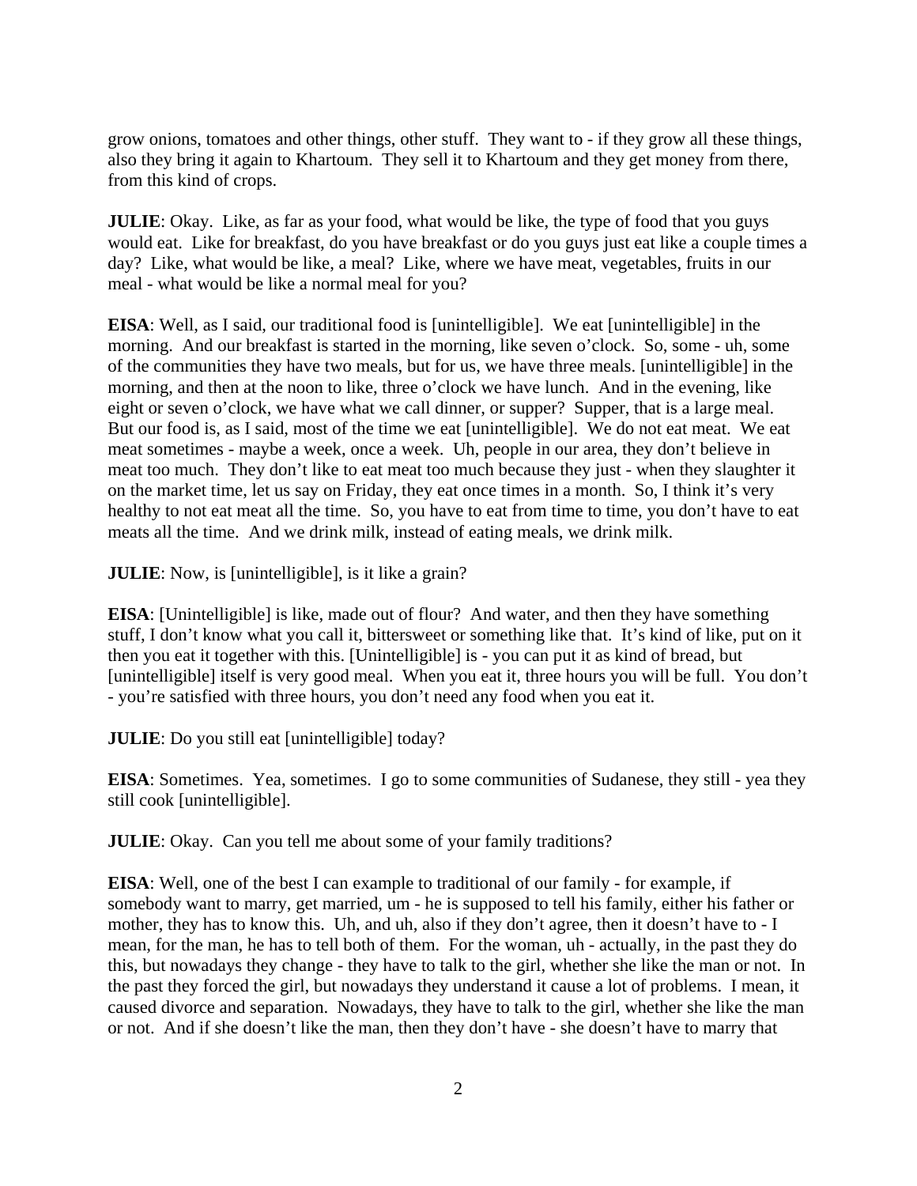grow onions, tomatoes and other things, other stuff. They want to - if they grow all these things, also they bring it again to Khartoum. They sell it to Khartoum and they get money from there, from this kind of crops.

**JULIE**: Okay. Like, as far as your food, what would be like, the type of food that you guys would eat. Like for breakfast, do you have breakfast or do you guys just eat like a couple times a day? Like, what would be like, a meal? Like, where we have meat, vegetables, fruits in our meal - what would be like a normal meal for you?

**EISA**: Well, as I said, our traditional food is [unintelligible]. We eat [unintelligible] in the morning. And our breakfast is started in the morning, like seven o'clock. So, some - uh, some of the communities they have two meals, but for us, we have three meals. [unintelligible] in the morning, and then at the noon to like, three o'clock we have lunch. And in the evening, like eight or seven o'clock, we have what we call dinner, or supper? Supper, that is a large meal. But our food is, as I said, most of the time we eat [unintelligible]. We do not eat meat. We eat meat sometimes - maybe a week, once a week. Uh, people in our area, they don't believe in meat too much. They don't like to eat meat too much because they just - when they slaughter it on the market time, let us say on Friday, they eat once times in a month. So, I think it's very healthy to not eat meat all the time. So, you have to eat from time to time, you don't have to eat meats all the time. And we drink milk, instead of eating meals, we drink milk.

**JULIE**: Now, is [unintelligible], is it like a grain?

**EISA**: [Unintelligible] is like, made out of flour? And water, and then they have something stuff, I don't know what you call it, bittersweet or something like that. It's kind of like, put on it then you eat it together with this. [Unintelligible] is - you can put it as kind of bread, but [unintelligible] itself is very good meal. When you eat it, three hours you will be full. You don't - you're satisfied with three hours, you don't need any food when you eat it.

**JULIE**: Do you still eat [unintelligible] today?

**EISA**: Sometimes. Yea, sometimes. I go to some communities of Sudanese, they still - yea they still cook [unintelligible].

**JULIE**: Okay. Can you tell me about some of your family traditions?

**EISA**: Well, one of the best I can example to traditional of our family - for example, if somebody want to marry, get married, um - he is supposed to tell his family, either his father or mother, they has to know this. Uh, and uh, also if they don't agree, then it doesn't have to - I mean, for the man, he has to tell both of them. For the woman, uh - actually, in the past they do this, but nowadays they change - they have to talk to the girl, whether she like the man or not. In the past they forced the girl, but nowadays they understand it cause a lot of problems. I mean, it caused divorce and separation. Nowadays, they have to talk to the girl, whether she like the man or not. And if she doesn't like the man, then they don't have - she doesn't have to marry that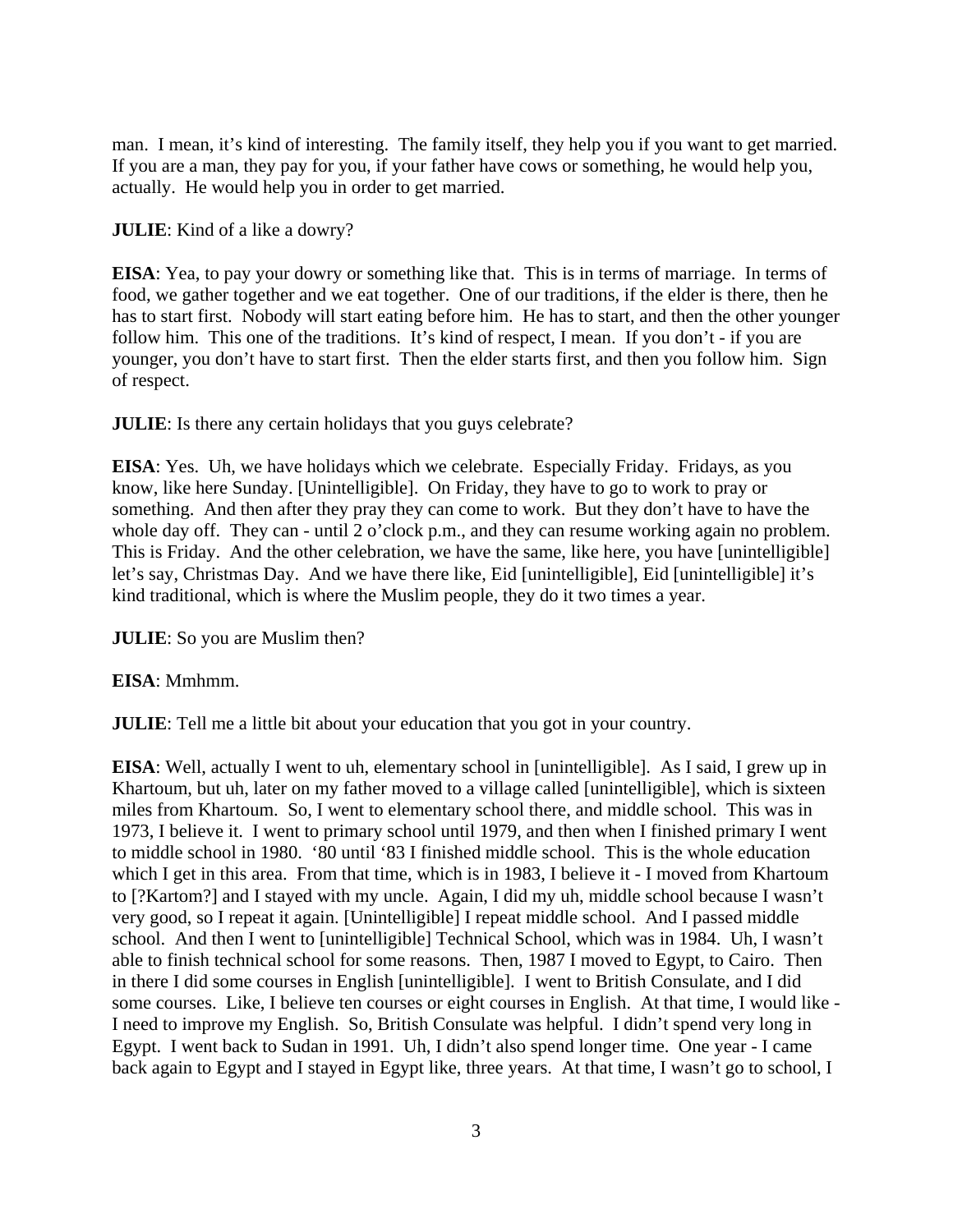man. I mean, it's kind of interesting. The family itself, they help you if you want to get married. If you are a man, they pay for you, if your father have cows or something, he would help you, actually. He would help you in order to get married.

**JULIE**: Kind of a like a dowry?

**EISA**: Yea, to pay your dowry or something like that. This is in terms of marriage. In terms of food, we gather together and we eat together. One of our traditions, if the elder is there, then he has to start first. Nobody will start eating before him. He has to start, and then the other younger follow him. This one of the traditions. It's kind of respect, I mean. If you don't - if you are younger, you don't have to start first. Then the elder starts first, and then you follow him. Sign of respect.

**JULIE**: Is there any certain holidays that you guys celebrate?

**EISA**: Yes. Uh, we have holidays which we celebrate. Especially Friday. Fridays, as you know, like here Sunday. [Unintelligible]. On Friday, they have to go to work to pray or something. And then after they pray they can come to work. But they don't have to have the whole day off. They can - until 2 o'clock p.m., and they can resume working again no problem. This is Friday. And the other celebration, we have the same, like here, you have [unintelligible] let's say, Christmas Day. And we have there like, Eid [unintelligible], Eid [unintelligible] it's kind traditional, which is where the Muslim people, they do it two times a year.

**JULIE**: So you are Muslim then?

**EISA**: Mmhmm.

**JULIE**: Tell me a little bit about your education that you got in your country.

**EISA**: Well, actually I went to uh, elementary school in [unintelligible]. As I said, I grew up in Khartoum, but uh, later on my father moved to a village called [unintelligible], which is sixteen miles from Khartoum. So, I went to elementary school there, and middle school. This was in 1973, I believe it. I went to primary school until 1979, and then when I finished primary I went to middle school in 1980. '80 until '83 I finished middle school. This is the whole education which I get in this area. From that time, which is in 1983, I believe it - I moved from Khartoum to [?Kartom?] and I stayed with my uncle. Again, I did my uh, middle school because I wasn't very good, so I repeat it again. [Unintelligible] I repeat middle school. And I passed middle school. And then I went to [unintelligible] Technical School, which was in 1984. Uh, I wasn't able to finish technical school for some reasons. Then, 1987 I moved to Egypt, to Cairo. Then in there I did some courses in English [unintelligible]. I went to British Consulate, and I did some courses. Like, I believe ten courses or eight courses in English. At that time, I would like - I need to improve my English. So, British Consulate was helpful. I didn't spend very long in Egypt. I went back to Sudan in 1991. Uh, I didn't also spend longer time. One year - I came back again to Egypt and I stayed in Egypt like, three years. At that time, I wasn't go to school, I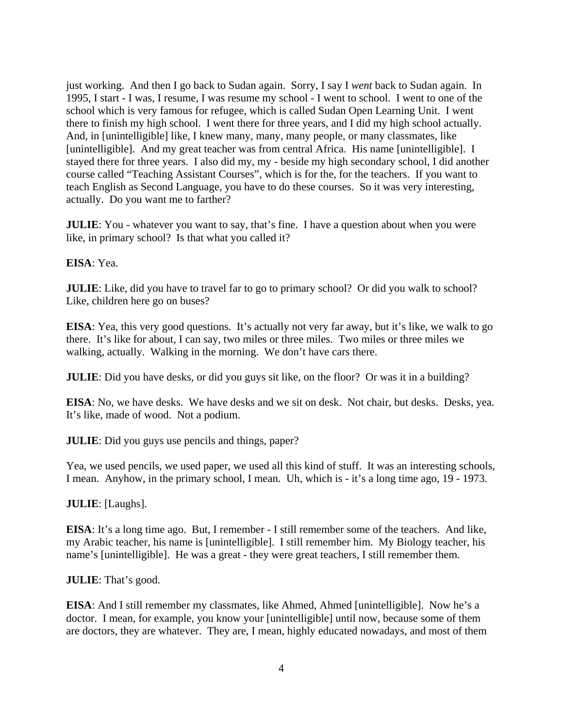just working.  And then I go back to Sudan again.  Sorry, I say I *went* back to Sudan again.  In 1995, I start - I was, I resume, I was resume my school - I went to school.  I went to one of the school which is very famous for refugee, which is called Sudan Open Learning Unit.  I went there to finish my high school.  I went there for three years, and I did my high school actually.  And, in [unintelligible] like, I knew many, many, many people, or many classmates, like [unintelligible].  And my great teacher was from central Africa.  His name [unintelligible].  I stayed there for three years.  I also did my, my - beside my high secondary school, I did another course called "Teaching Assistant Courses", which is for the, for the teachers.  If you want to teach English as Second Language, you have to do these courses.  So it was very interesting, actually.  Do you want me to farther?

**JULIE**: You - whatever you want to say, that's fine.  I have a question about when you were like, in primary school?  Is that what you called it?

**EISA**: Yea.

**JULIE**: Like, did you have to travel far to go to primary school?  Or did you walk to school?  Like, children here go on buses?

**EISA**: Yea, this very good questions.  It's actually not very far away, but it's like, we walk to go there.  It's like for about, I can say, two miles or three miles.  Two miles or three miles we walking, actually.  Walking in the morning.  We don't have cars there.

**JULIE**: Did you have desks, or did you guys sit like, on the floor?  Or was it in a building?

**EISA**: No, we have desks.  We have desks and we sit on desk.  Not chair, but desks.  Desks, yea.  It's like, made of wood.  Not a podium.

**JULIE**: Did you guys use pencils and things, paper?

Yea, we used pencils, we used paper, we used all this kind of stuff.  It was an interesting schools, I mean.  Anyhow, in the primary school, I mean.  Uh, which is - it's a long time ago, 19 - 1973.

**JULIE**: [Laughs].

**EISA**: It's a long time ago.  But, I remember - I still remember some of the teachers.  And like, my Arabic teacher, his name is [unintelligible].  I still remember him.  My Biology teacher, his name's [unintelligible].  He was a great - they were great teachers, I still remember them.

**JULIE**: That's good.

**EISA**: And I still remember my classmates, like Ahmed, Ahmed [unintelligible].  Now he's a doctor.  I mean, for example, you know your [unintelligible] until now, because some of them are doctors, they are whatever.  They are, I mean, highly educated nowadays, and most of them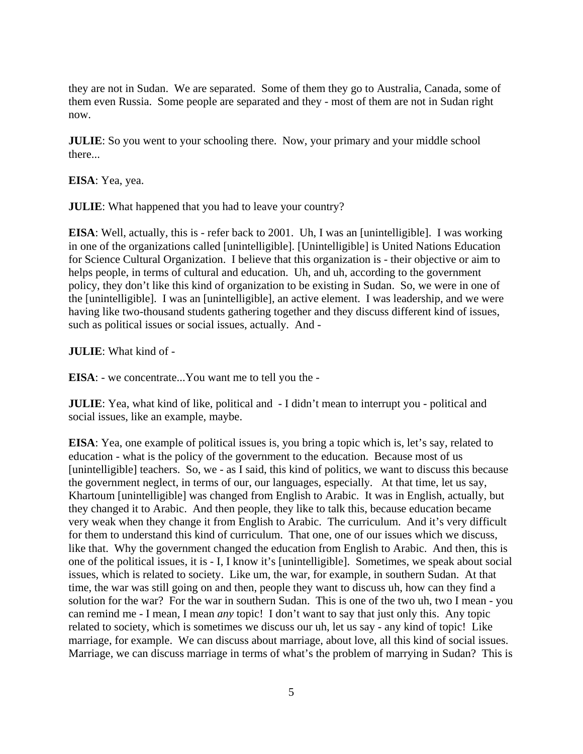they are not in Sudan. We are separated. Some of them they go to Australia, Canada, some of them even Russia. Some people are separated and they - most of them are not in Sudan right now.

**JULIE**: So you went to your schooling there. Now, your primary and your middle school there...

**EISA**: Yea, yea.

**JULIE**: What happened that you had to leave your country?

**EISA**: Well, actually, this is - refer back to 2001. Uh, I was an [unintelligible]. I was working in one of the organizations called [unintelligible]. [Unintelligible] is United Nations Education for Science Cultural Organization. I believe that this organization is - their objective or aim to helps people, in terms of cultural and education. Uh, and uh, according to the government policy, they don't like this kind of organization to be existing in Sudan. So, we were in one of the [unintelligible]. I was an [unintelligible], an active element. I was leadership, and we were having like two-thousand students gathering together and they discuss different kind of issues, such as political issues or social issues, actually. And -

**JULIE**: What kind of -

**EISA**: - we concentrate...You want me to tell you the -

**JULIE**: Yea, what kind of like, political and - I didn't mean to interrupt you - political and social issues, like an example, maybe.

**EISA**: Yea, one example of political issues is, you bring a topic which is, let's say, related to education - what is the policy of the government to the education. Because most of us [unintelligible] teachers. So, we - as I said, this kind of politics, we want to discuss this because the government neglect, in terms of our, our languages, especially. At that time, let us say, Khartoum [unintelligible] was changed from English to Arabic. It was in English, actually, but they changed it to Arabic. And then people, they like to talk this, because education became very weak when they change it from English to Arabic. The curriculum. And it's very difficult for them to understand this kind of curriculum. That one, one of our issues which we discuss, like that. Why the government changed the education from English to Arabic. And then, this is one of the political issues, it is - I, I know it's [unintelligible]. Sometimes, we speak about social issues, which is related to society. Like um, the war, for example, in southern Sudan. At that time, the war was still going on and then, people they want to discuss uh, how can they find a solution for the war? For the war in southern Sudan. This is one of the two uh, two I mean - you can remind me - I mean, I mean *any* topic! I don't want to say that just only this. Any topic related to society, which is sometimes we discuss our uh, let us say - any kind of topic! Like marriage, for example. We can discuss about marriage, about love, all this kind of social issues. Marriage, we can discuss marriage in terms of what's the problem of marrying in Sudan? This is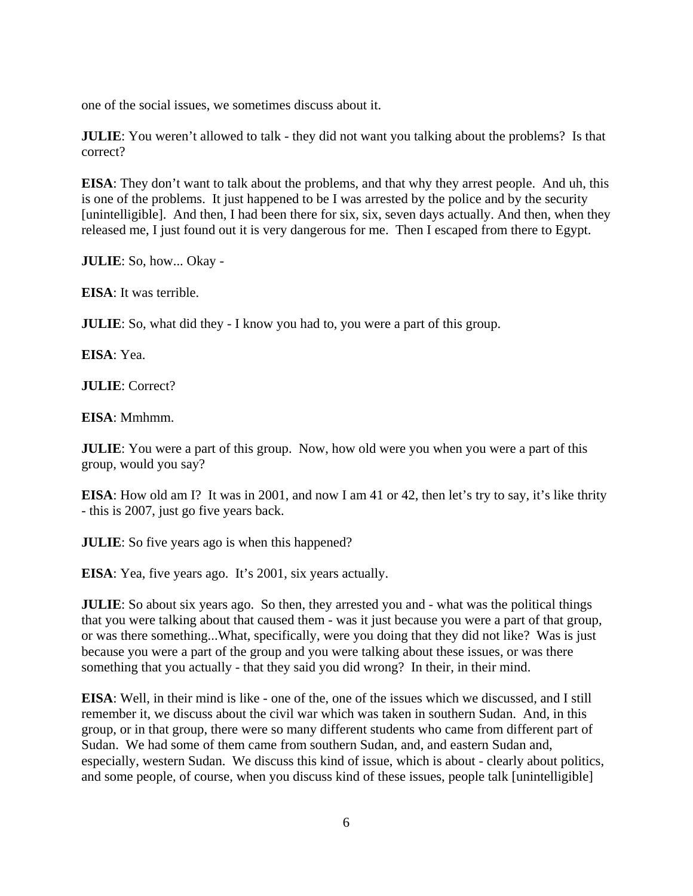one of the social issues, we sometimes discuss about it.

**JULIE**: You weren't allowed to talk - they did not want you talking about the problems? Is that correct?

**EISA**: They don't want to talk about the problems, and that why they arrest people. And uh, this is one of the problems. It just happened to be I was arrested by the police and by the security [unintelligible]. And then, I had been there for six, six, seven days actually. And then, when they released me, I just found out it is very dangerous for me. Then I escaped from there to Egypt.

**JULIE**: So, how... Okay -

**EISA**: It was terrible.

**JULIE**: So, what did they - I know you had to, you were a part of this group.

**EISA**: Yea.

**JULIE**: Correct?

**EISA**: Mmhmm.

**JULIE**: You were a part of this group. Now, how old were you when you were a part of this group, would you say?

**EISA**: How old am I? It was in 2001, and now I am 41 or 42, then let's try to say, it's like thrity - this is 2007, just go five years back.

**JULIE**: So five years ago is when this happened?

**EISA**: Yea, five years ago. It's 2001, six years actually.

**JULIE**: So about six years ago. So then, they arrested you and - what was the political things that you were talking about that caused them - was it just because you were a part of that group, or was there something...What, specifically, were you doing that they did not like? Was is just because you were a part of the group and you were talking about these issues, or was there something that you actually - that they said you did wrong? In their, in their mind.

**EISA**: Well, in their mind is like - one of the, one of the issues which we discussed, and I still remember it, we discuss about the civil war which was taken in southern Sudan. And, in this group, or in that group, there were so many different students who came from different part of Sudan. We had some of them came from southern Sudan, and, and eastern Sudan and, especially, western Sudan. We discuss this kind of issue, which is about - clearly about politics, and some people, of course, when you discuss kind of these issues, people talk [unintelligible]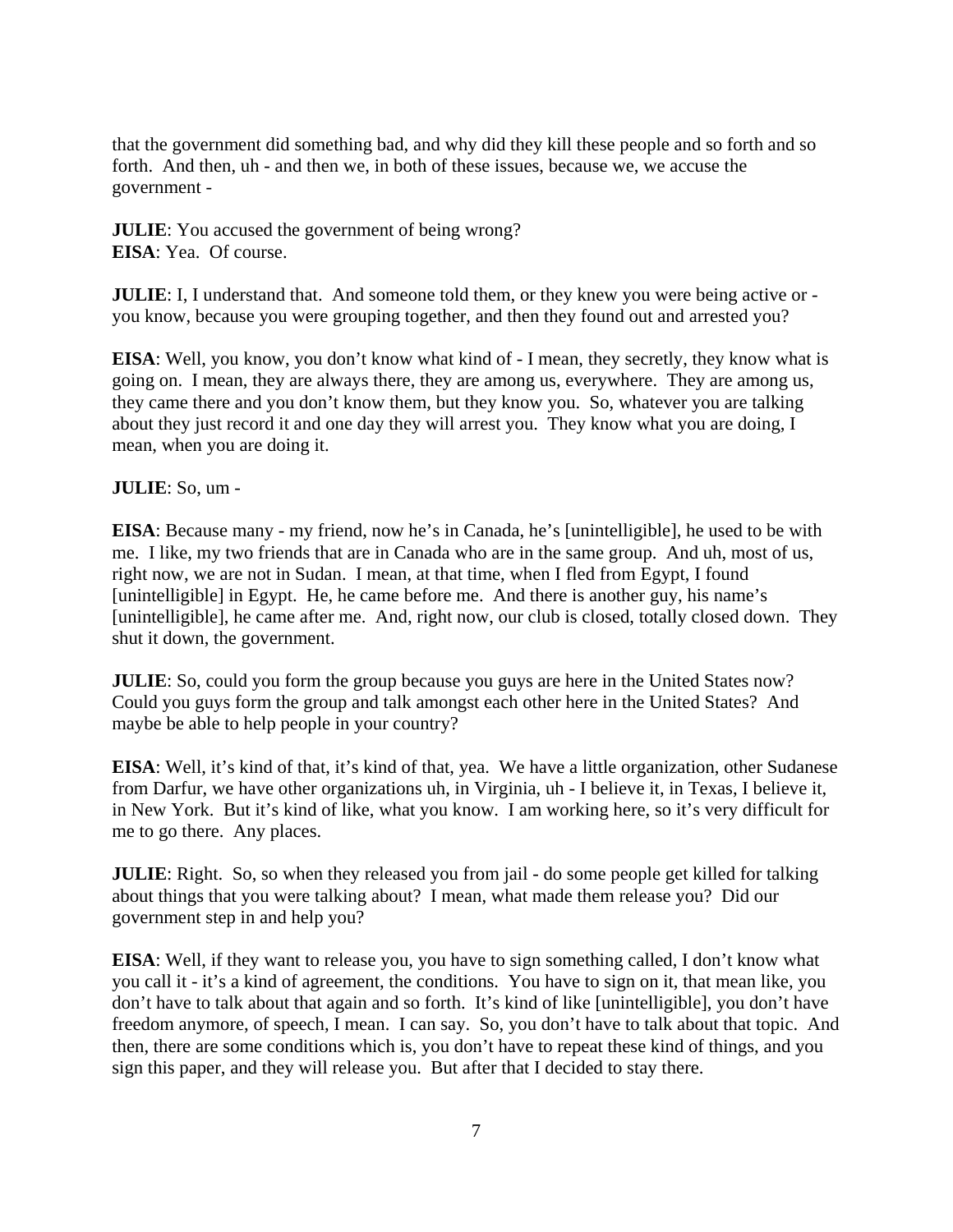that the government did something bad, and why did they kill these people and so forth and so forth. And then, uh - and then we, in both of these issues, because we, we accuse the government -

**JULIE**: You accused the government of being wrong?
**EISA**: Yea. Of course.

**JULIE**: I, I understand that. And someone told them, or they knew you were being active or - you know, because you were grouping together, and then they found out and arrested you?

**EISA**: Well, you know, you don't know what kind of - I mean, they secretly, they know what is going on. I mean, they are always there, they are among us, everywhere. They are among us, they came there and you don't know them, but they know you. So, whatever you are talking about they just record it and one day they will arrest you. They know what you are doing, I mean, when you are doing it.

**JULIE**: So, um -

**EISA**: Because many - my friend, now he's in Canada, he's [unintelligible], he used to be with me. I like, my two friends that are in Canada who are in the same group. And uh, most of us, right now, we are not in Sudan. I mean, at that time, when I fled from Egypt, I found [unintelligible] in Egypt. He, he came before me. And there is another guy, his name's [unintelligible], he came after me. And, right now, our club is closed, totally closed down. They shut it down, the government.

**JULIE**: So, could you form the group because you guys are here in the United States now? Could you guys form the group and talk amongst each other here in the United States? And maybe be able to help people in your country?

**EISA**: Well, it's kind of that, it's kind of that, yea. We have a little organization, other Sudanese from Darfur, we have other organizations uh, in Virginia, uh - I believe it, in Texas, I believe it, in New York. But it's kind of like, what you know. I am working here, so it's very difficult for me to go there. Any places.

**JULIE**: Right. So, so when they released you from jail - do some people get killed for talking about things that you were talking about? I mean, what made them release you? Did our government step in and help you?

**EISA**: Well, if they want to release you, you have to sign something called, I don't know what you call it - it's a kind of agreement, the conditions. You have to sign on it, that mean like, you don't have to talk about that again and so forth. It's kind of like [unintelligible], you don't have freedom anymore, of speech, I mean. I can say. So, you don't have to talk about that topic. And then, there are some conditions which is, you don't have to repeat these kind of things, and you sign this paper, and they will release you. But after that I decided to stay there.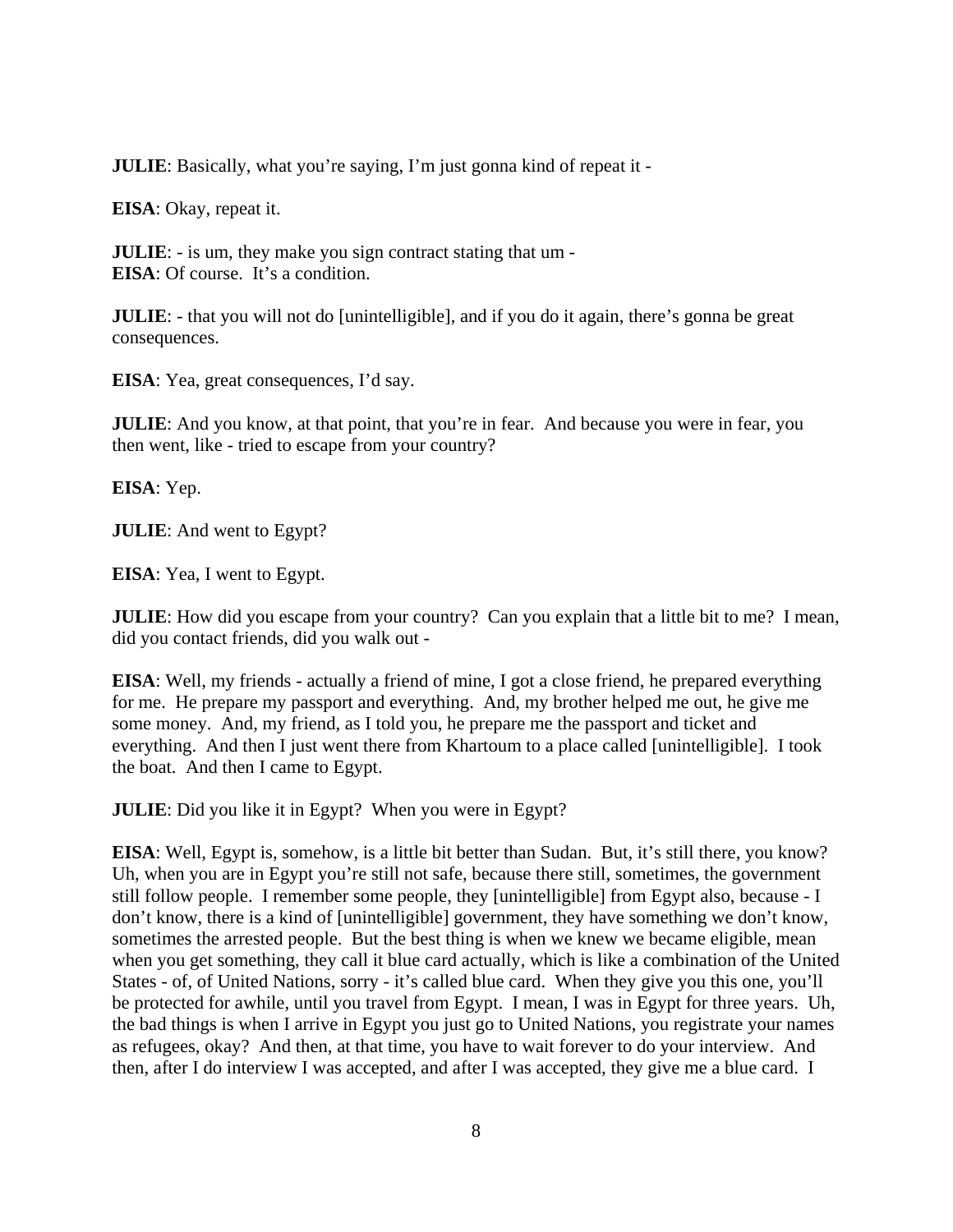**JULIE**: Basically, what you're saying, I'm just gonna kind of repeat it -

**EISA**: Okay, repeat it.

**JULIE**: - is um, they make you sign contract stating that um -
**EISA**: Of course. It's a condition.

**JULIE**: - that you will not do [unintelligible], and if you do it again, there's gonna be great consequences.

**EISA**: Yea, great consequences, I'd say.

**JULIE**: And you know, at that point, that you're in fear. And because you were in fear, you then went, like - tried to escape from your country?

**EISA**: Yep.

**JULIE**: And went to Egypt?

**EISA**: Yea, I went to Egypt.

**JULIE**: How did you escape from your country? Can you explain that a little bit to me? I mean, did you contact friends, did you walk out -

**EISA**: Well, my friends - actually a friend of mine, I got a close friend, he prepared everything for me. He prepare my passport and everything. And, my brother helped me out, he give me some money. And, my friend, as I told you, he prepare me the passport and ticket and everything. And then I just went there from Khartoum to a place called [unintelligible]. I took the boat. And then I came to Egypt.

**JULIE**: Did you like it in Egypt? When you were in Egypt?

**EISA**: Well, Egypt is, somehow, is a little bit better than Sudan. But, it's still there, you know? Uh, when you are in Egypt you're still not safe, because there still, sometimes, the government still follow people. I remember some people, they [unintelligible] from Egypt also, because - I don't know, there is a kind of [unintelligible] government, they have something we don't know, sometimes the arrested people. But the best thing is when we knew we became eligible, mean when you get something, they call it blue card actually, which is like a combination of the United States - of, of United Nations, sorry - it's called blue card. When they give you this one, you'll be protected for awhile, until you travel from Egypt. I mean, I was in Egypt for three years. Uh, the bad things is when I arrive in Egypt you just go to United Nations, you registrate your names as refugees, okay? And then, at that time, you have to wait forever to do your interview. And then, after I do interview I was accepted, and after I was accepted, they give me a blue card. I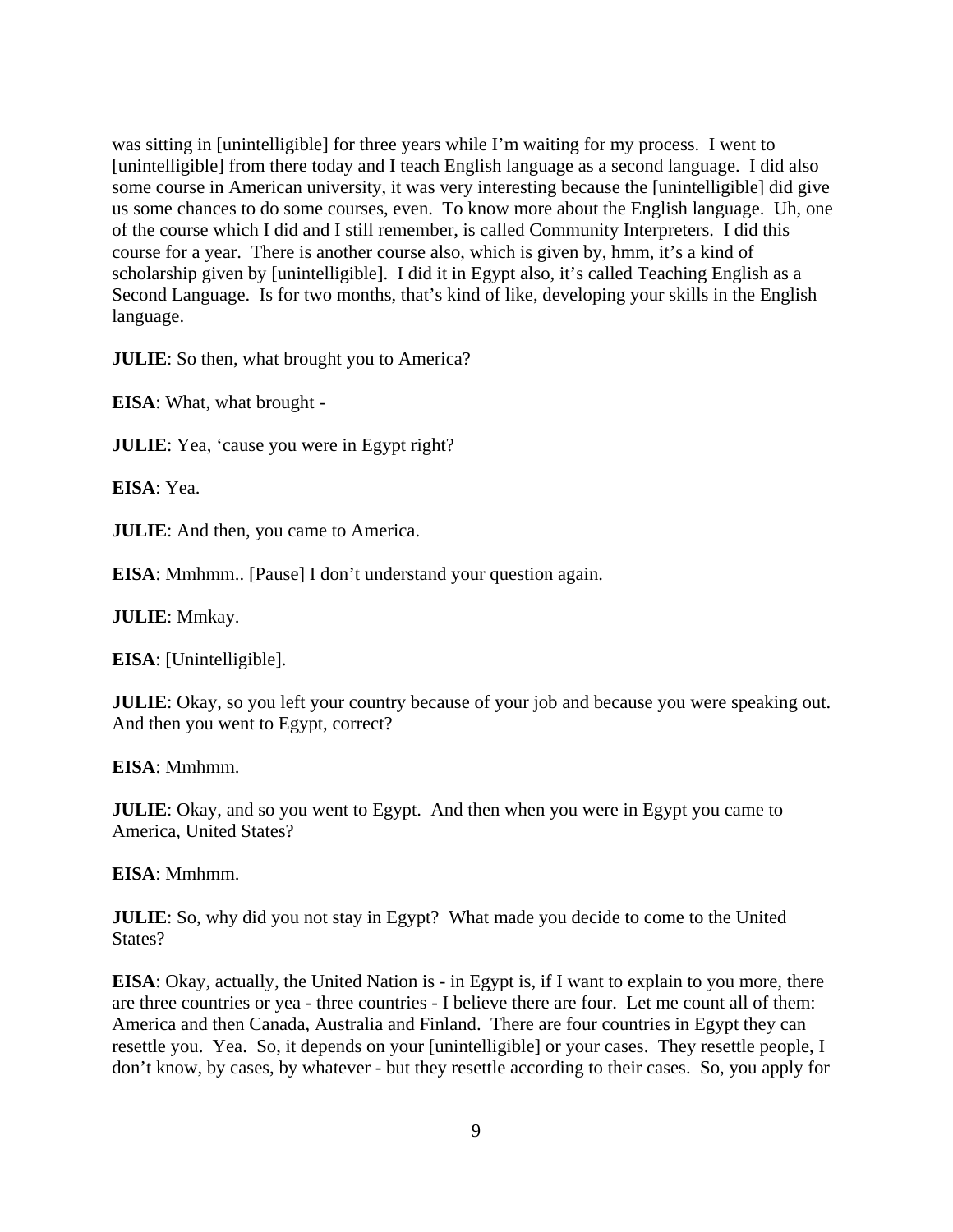was sitting in [unintelligible] for three years while I'm waiting for my process. I went to [unintelligible] from there today and I teach English language as a second language. I did also some course in American university, it was very interesting because the [unintelligible] did give us some chances to do some courses, even. To know more about the English language. Uh, one of the course which I did and I still remember, is called Community Interpreters. I did this course for a year. There is another course also, which is given by, hmm, it's a kind of scholarship given by [unintelligible]. I did it in Egypt also, it's called Teaching English as a Second Language. Is for two months, that's kind of like, developing your skills in the English language.

**JULIE**: So then, what brought you to America?

**EISA**: What, what brought -

**JULIE**: Yea, 'cause you were in Egypt right?

**EISA**: Yea.

**JULIE**: And then, you came to America.

**EISA**: Mmhmm.. [Pause] I don't understand your question again.

**JULIE**: Mmkay.

**EISA**: [Unintelligible].

**JULIE**: Okay, so you left your country because of your job and because you were speaking out. And then you went to Egypt, correct?

**EISA**: Mmhmm.

**JULIE**: Okay, and so you went to Egypt. And then when you were in Egypt you came to America, United States?

**EISA**: Mmhmm.

**JULIE**: So, why did you not stay in Egypt? What made you decide to come to the United States?

**EISA**: Okay, actually, the United Nation is - in Egypt is, if I want to explain to you more, there are three countries or yea - three countries - I believe there are four. Let me count all of them: America and then Canada, Australia and Finland. There are four countries in Egypt they can resettle you. Yea. So, it depends on your [unintelligible] or your cases. They resettle people, I don't know, by cases, by whatever - but they resettle according to their cases. So, you apply for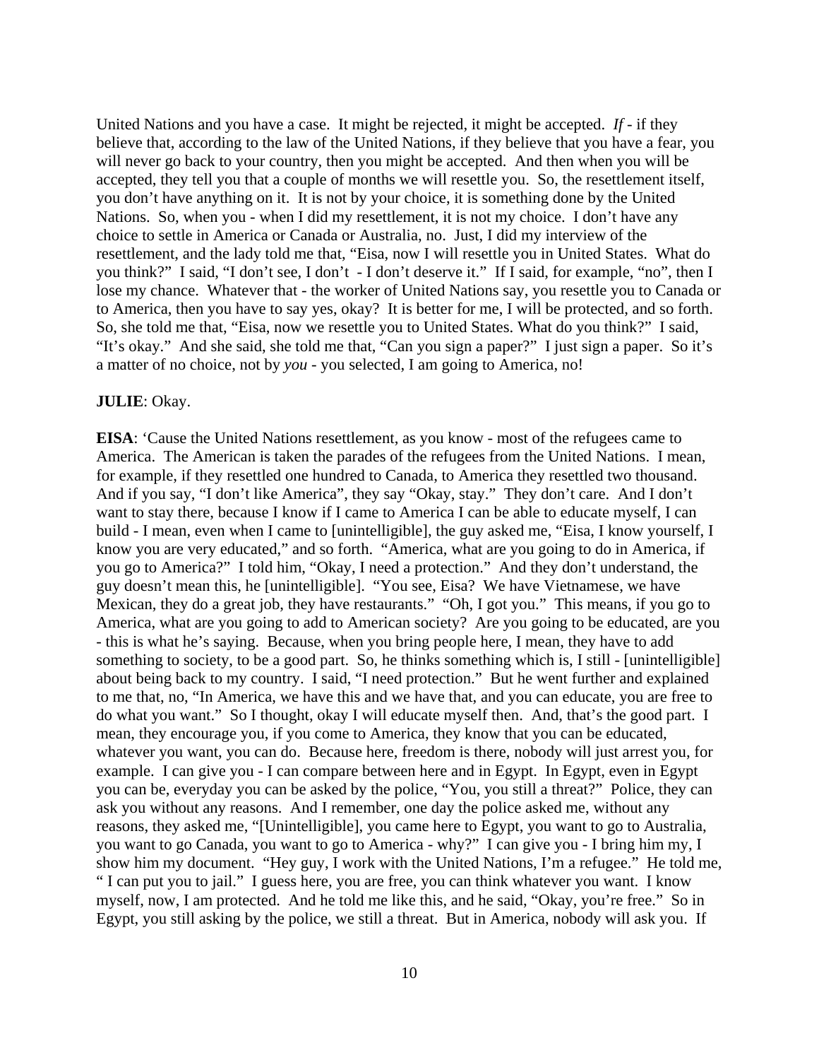United Nations and you have a case. It might be rejected, it might be accepted. *If* - if they believe that, according to the law of the United Nations, if they believe that you have a fear, you will never go back to your country, then you might be accepted. And then when you will be accepted, they tell you that a couple of months we will resettle you. So, the resettlement itself, you don't have anything on it. It is not by your choice, it is something done by the United Nations. So, when you - when I did my resettlement, it is not my choice. I don't have any choice to settle in America or Canada or Australia, no. Just, I did my interview of the resettlement, and the lady told me that, "Eisa, now I will resettle you in United States. What do you think?" I said, "I don't see, I don't - I don't deserve it." If I said, for example, "no", then I lose my chance. Whatever that - the worker of United Nations say, you resettle you to Canada or to America, then you have to say yes, okay? It is better for me, I will be protected, and so forth. So, she told me that, "Eisa, now we resettle you to United States. What do you think?" I said, "It's okay." And she said, she told me that, "Can you sign a paper?" I just sign a paper. So it's a matter of no choice, not by *you* - you selected, I am going to America, no!

**JULIE**: Okay.

**EISA**: 'Cause the United Nations resettlement, as you know - most of the refugees came to America. The American is taken the parades of the refugees from the United Nations. I mean, for example, if they resettled one hundred to Canada, to America they resettled two thousand. And if you say, "I don't like America", they say "Okay, stay." They don't care. And I don't want to stay there, because I know if I came to America I can be able to educate myself, I can build - I mean, even when I came to [unintelligible], the guy asked me, "Eisa, I know yourself, I know you are very educated," and so forth. "America, what are you going to do in America, if you go to America?" I told him, "Okay, I need a protection." And they don't understand, the guy doesn't mean this, he [unintelligible]. "You see, Eisa? We have Vietnamese, we have Mexican, they do a great job, they have restaurants." "Oh, I got you." This means, if you go to America, what are you going to add to American society? Are you going to be educated, are you - this is what he's saying. Because, when you bring people here, I mean, they have to add something to society, to be a good part. So, he thinks something which is, I still - [unintelligible] about being back to my country. I said, "I need protection." But he went further and explained to me that, no, "In America, we have this and we have that, and you can educate, you are free to do what you want." So I thought, okay I will educate myself then. And, that's the good part. I mean, they encourage you, if you come to America, they know that you can be educated, whatever you want, you can do. Because here, freedom is there, nobody will just arrest you, for example. I can give you - I can compare between here and in Egypt. In Egypt, even in Egypt you can be, everyday you can be asked by the police, "You, you still a threat?" Police, they can ask you without any reasons. And I remember, one day the police asked me, without any reasons, they asked me, "[Unintelligible], you came here to Egypt, you want to go to Australia, you want to go Canada, you want to go to America - why?" I can give you - I bring him my, I show him my document. "Hey guy, I work with the United Nations, I'm a refugee." He told me, " I can put you to jail." I guess here, you are free, you can think whatever you want. I know myself, now, I am protected. And he told me like this, and he said, "Okay, you're free." So in Egypt, you still asking by the police, we still a threat. But in America, nobody will ask you. If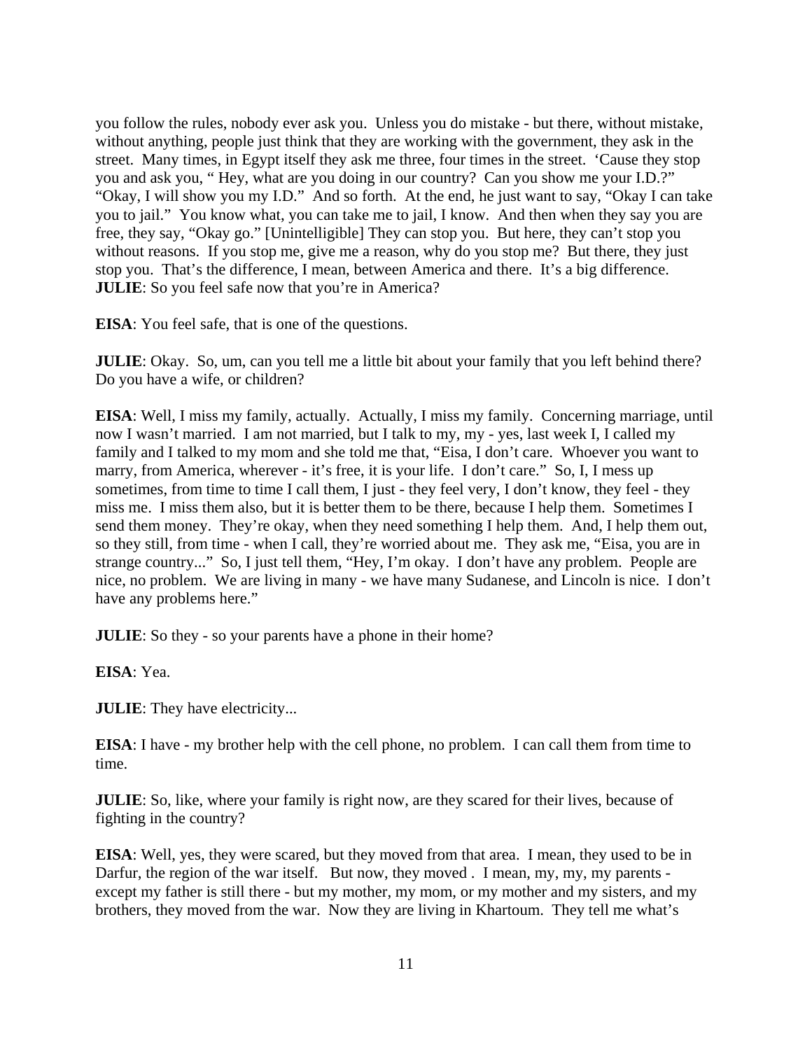you follow the rules, nobody ever ask you. Unless you do mistake - but there, without mistake, without anything, people just think that they are working with the government, they ask in the street. Many times, in Egypt itself they ask me three, four times in the street. 'Cause they stop you and ask you, " Hey, what are you doing in our country? Can you show me your I.D.?" "Okay, I will show you my I.D." And so forth. At the end, he just want to say, "Okay I can take you to jail." You know what, you can take me to jail, I know. And then when they say you are free, they say, "Okay go." [Unintelligible] They can stop you. But here, they can't stop you without reasons. If you stop me, give me a reason, why do you stop me? But there, they just stop you. That's the difference, I mean, between America and there. It's a big difference.
**JULIE**: So you feel safe now that you're in America?

**EISA**: You feel safe, that is one of the questions.

**JULIE**: Okay. So, um, can you tell me a little bit about your family that you left behind there? Do you have a wife, or children?

**EISA**: Well, I miss my family, actually. Actually, I miss my family. Concerning marriage, until now I wasn't married. I am not married, but I talk to my, my - yes, last week I, I called my family and I talked to my mom and she told me that, "Eisa, I don't care. Whoever you want to marry, from America, wherever - it's free, it is your life. I don't care." So, I, I mess up sometimes, from time to time I call them, I just - they feel very, I don't know, they feel - they miss me. I miss them also, but it is better them to be there, because I help them. Sometimes I send them money. They're okay, when they need something I help them. And, I help them out, so they still, from time - when I call, they're worried about me. They ask me, "Eisa, you are in strange country..." So, I just tell them, "Hey, I'm okay. I don't have any problem. People are nice, no problem. We are living in many - we have many Sudanese, and Lincoln is nice. I don't have any problems here."

**JULIE**: So they - so your parents have a phone in their home?

**EISA**: Yea.

**JULIE**: They have electricity...

**EISA**: I have - my brother help with the cell phone, no problem. I can call them from time to time.

**JULIE**: So, like, where your family is right now, are they scared for their lives, because of fighting in the country?

**EISA**: Well, yes, they were scared, but they moved from that area. I mean, they used to be in Darfur, the region of the war itself. But now, they moved . I mean, my, my, my parents - except my father is still there - but my mother, my mom, or my mother and my sisters, and my brothers, they moved from the war. Now they are living in Khartoum. They tell me what's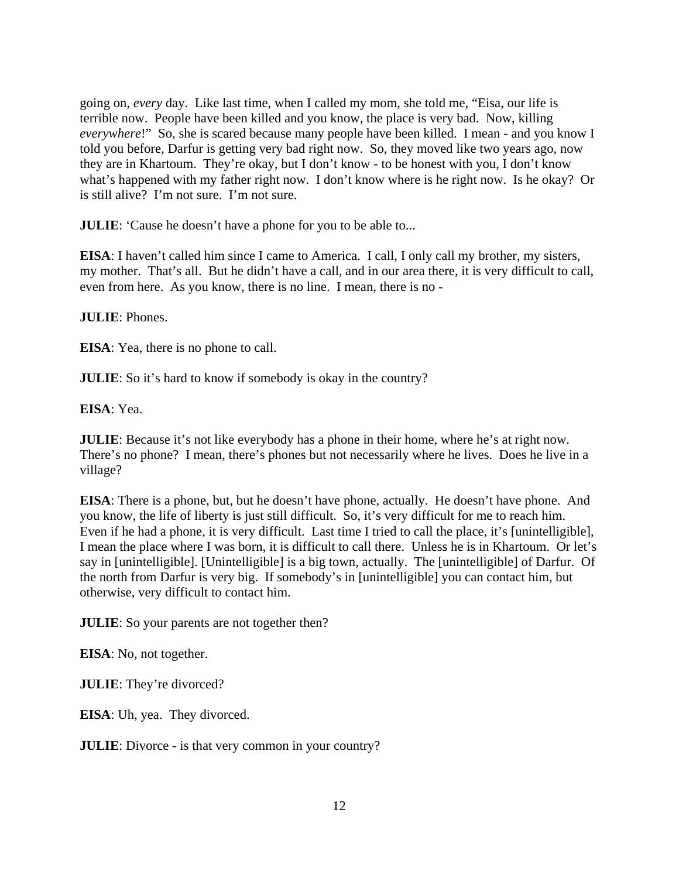going on, *every* day.  Like last time, when I called my mom, she told me, "Eisa, our life is terrible now.  People have been killed and you know, the place is very bad.  Now, killing *everywhere*!"  So, she is scared because many people have been killed.  I mean - and you know I told you before, Darfur is getting very bad right now.  So, they moved like two years ago, now they are in Khartoum.  They're okay, but I don't know - to be honest with you, I don't know what's happened with my father right now.  I don't know where is he right now.  Is he okay?  Or is still alive?  I'm not sure.  I'm not sure.

**JULIE**: 'Cause he doesn't have a phone for you to be able to...

**EISA**: I haven't called him since I came to America.  I call, I only call my brother, my sisters, my mother.  That's all.  But he didn't have a call, and in our area there, it is very difficult to call, even from here.  As you know, there is no line.  I mean, there is no -

**JULIE**: Phones.

**EISA**: Yea, there is no phone to call.

**JULIE**: So it's hard to know if somebody is okay in the country?

**EISA**: Yea.

**JULIE**: Because it's not like everybody has a phone in their home, where he's at right now.  There's no phone?  I mean, there's phones but not necessarily where he lives.  Does he live in a village?

**EISA**: There is a phone, but, but he doesn't have phone, actually.  He doesn't have phone.  And you know, the life of liberty is just still difficult.  So, it's very difficult for me to reach him.  Even if he had a phone, it is very difficult.  Last time I tried to call the place, it's [unintelligible], I mean the place where I was born, it is difficult to call there.  Unless he is in Khartoum.  Or let's say in [unintelligible]. [Unintelligible] is a big town, actually.  The [unintelligible] of Darfur.  Of the north from Darfur is very big.  If somebody's in [unintelligible] you can contact him, but otherwise, very difficult to contact him.

**JULIE**: So your parents are not together then?

**EISA**: No, not together.

**JULIE**: They're divorced?

**EISA**: Uh, yea.  They divorced.

**JULIE**: Divorce - is that very common in your country?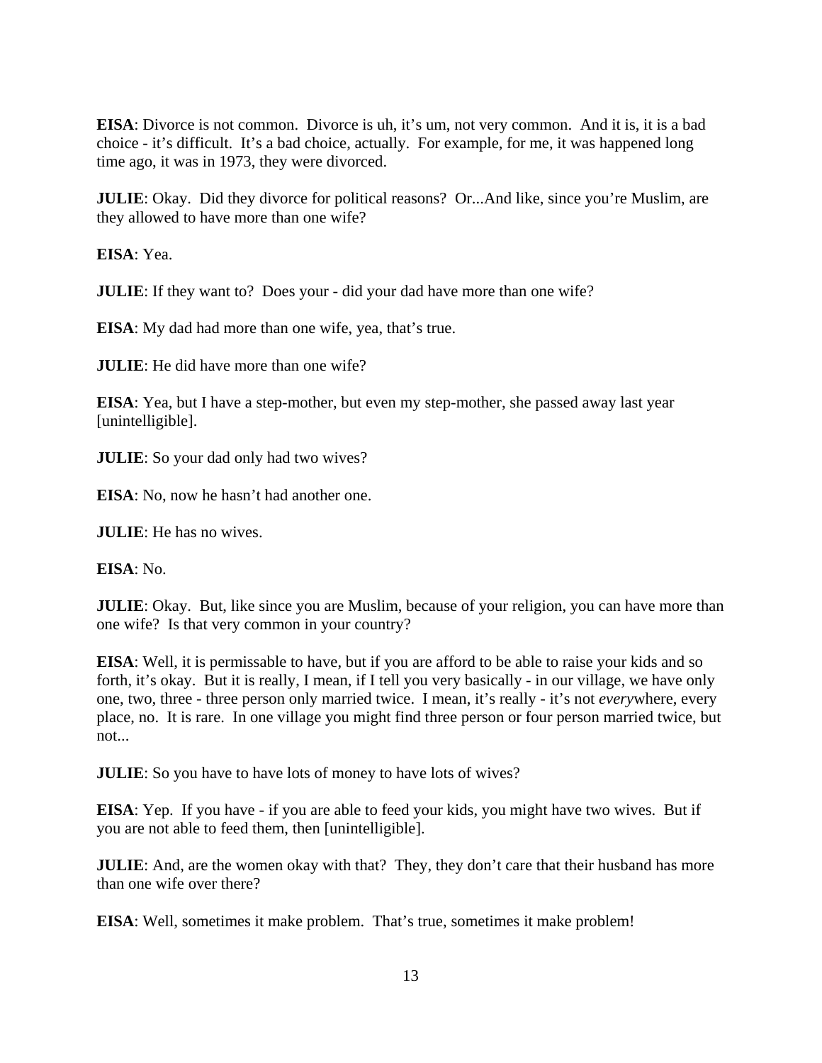**EISA**: Divorce is not common. Divorce is uh, it's um, not very common. And it is, it is a bad choice - it's difficult. It's a bad choice, actually. For example, for me, it was happened long time ago, it was in 1973, they were divorced.

**JULIE**: Okay. Did they divorce for political reasons? Or...And like, since you're Muslim, are they allowed to have more than one wife?

**EISA**: Yea.

**JULIE**: If they want to? Does your - did your dad have more than one wife?

**EISA**: My dad had more than one wife, yea, that's true.

**JULIE**: He did have more than one wife?

**EISA**: Yea, but I have a step-mother, but even my step-mother, she passed away last year [unintelligible].

**JULIE**: So your dad only had two wives?

**EISA**: No, now he hasn't had another one.

**JULIE**: He has no wives.

**EISA**: No.

**JULIE**: Okay. But, like since you are Muslim, because of your religion, you can have more than one wife? Is that very common in your country?

**EISA**: Well, it is permissable to have, but if you are afford to be able to raise your kids and so forth, it's okay. But it is really, I mean, if I tell you very basically - in our village, we have only one, two, three - three person only married twice. I mean, it's really - it's not *every*where, every place, no. It is rare. In one village you might find three person or four person married twice, but not...

**JULIE**: So you have to have lots of money to have lots of wives?

**EISA**: Yep. If you have - if you are able to feed your kids, you might have two wives. But if you are not able to feed them, then [unintelligible].

**JULIE**: And, are the women okay with that? They, they don't care that their husband has more than one wife over there?

**EISA**: Well, sometimes it make problem. That's true, sometimes it make problem!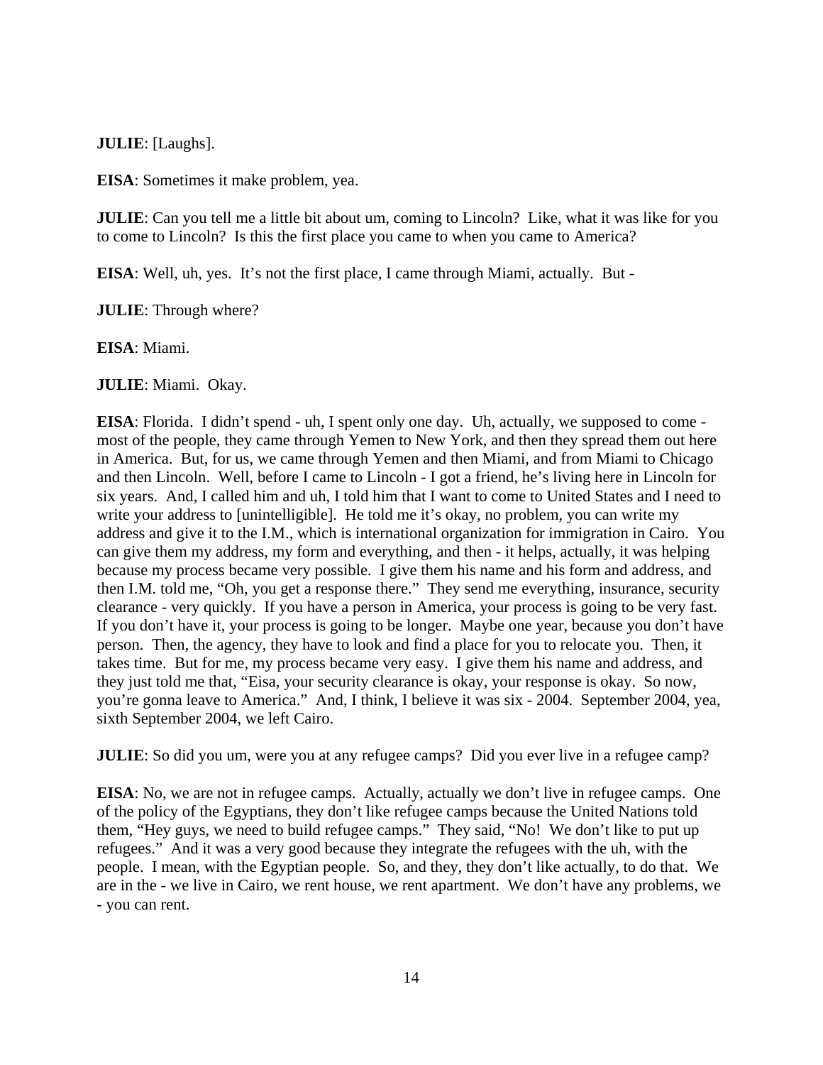**JULIE**: [Laughs].

**EISA**: Sometimes it make problem, yea.

**JULIE**: Can you tell me a little bit about um, coming to Lincoln? Like, what it was like for you to come to Lincoln? Is this the first place you came to when you came to America?

**EISA**: Well, uh, yes. It's not the first place, I came through Miami, actually. But -

**JULIE**: Through where?

**EISA**: Miami.

**JULIE**: Miami. Okay.

**EISA**: Florida. I didn't spend - uh, I spent only one day. Uh, actually, we supposed to come - most of the people, they came through Yemen to New York, and then they spread them out here in America. But, for us, we came through Yemen and then Miami, and from Miami to Chicago and then Lincoln. Well, before I came to Lincoln - I got a friend, he's living here in Lincoln for six years. And, I called him and uh, I told him that I want to come to United States and I need to write your address to [unintelligible]. He told me it's okay, no problem, you can write my address and give it to the I.M., which is international organization for immigration in Cairo. You can give them my address, my form and everything, and then - it helps, actually, it was helping because my process became very possible. I give them his name and his form and address, and then I.M. told me, "Oh, you get a response there." They send me everything, insurance, security clearance - very quickly. If you have a person in America, your process is going to be very fast. If you don't have it, your process is going to be longer. Maybe one year, because you don't have person. Then, the agency, they have to look and find a place for you to relocate you. Then, it takes time. But for me, my process became very easy. I give them his name and address, and they just told me that, "Eisa, your security clearance is okay, your response is okay. So now, you're gonna leave to America." And, I think, I believe it was six - 2004. September 2004, yea, sixth September 2004, we left Cairo.

**JULIE**: So did you um, were you at any refugee camps? Did you ever live in a refugee camp?

**EISA**: No, we are not in refugee camps. Actually, actually we don't live in refugee camps. One of the policy of the Egyptians, they don't like refugee camps because the United Nations told them, "Hey guys, we need to build refugee camps." They said, "No! We don't like to put up refugees." And it was a very good because they integrate the refugees with the uh, with the people. I mean, with the Egyptian people. So, and they, they don't like actually, to do that. We are in the - we live in Cairo, we rent house, we rent apartment. We don't have any problems, we - you can rent.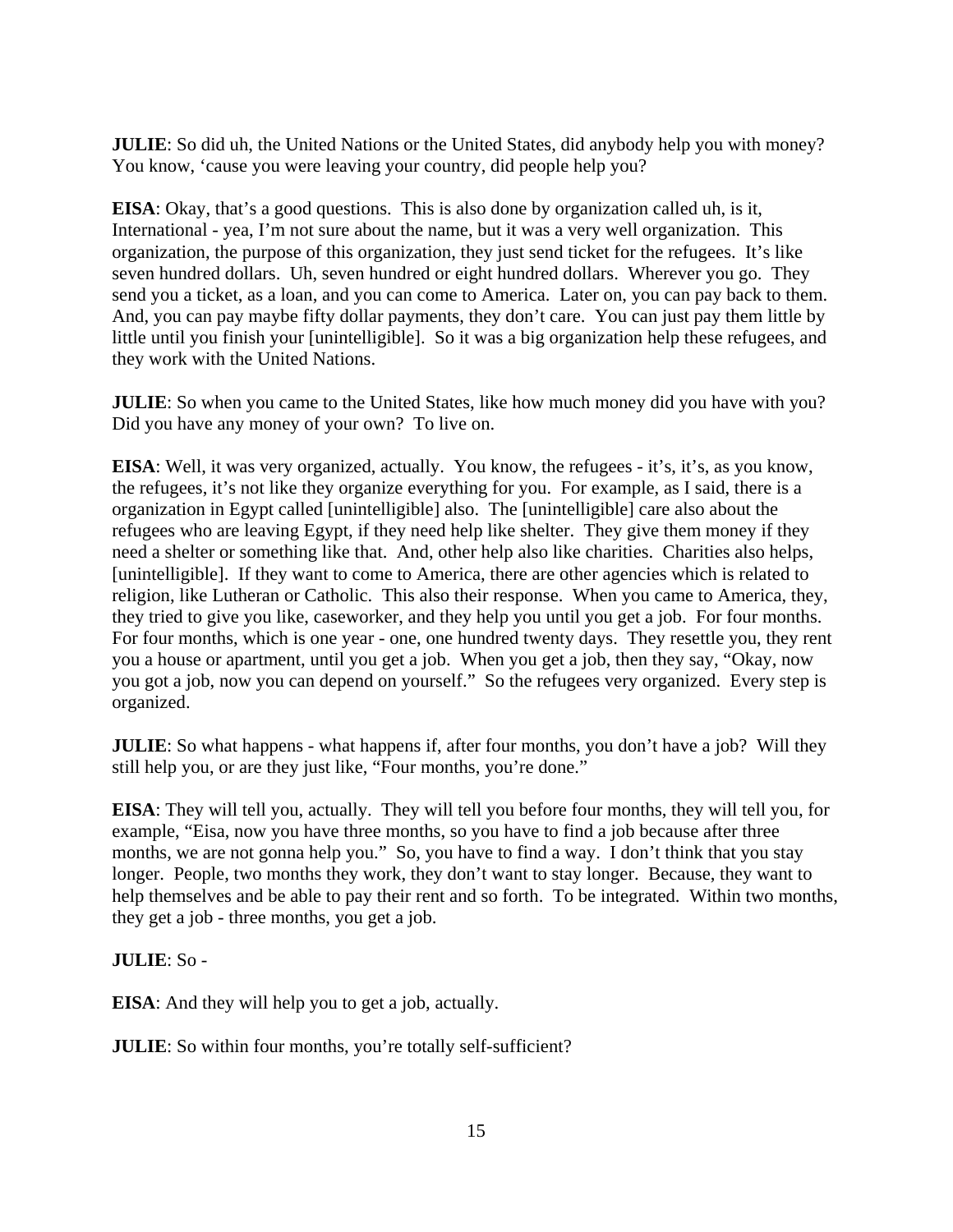**JULIE**: So did uh, the United Nations or the United States, did anybody help you with money? You know, 'cause you were leaving your country, did people help you?

**EISA**: Okay, that's a good questions. This is also done by organization called uh, is it, International - yea, I'm not sure about the name, but it was a very well organization. This organization, the purpose of this organization, they just send ticket for the refugees. It's like seven hundred dollars. Uh, seven hundred or eight hundred dollars. Wherever you go. They send you a ticket, as a loan, and you can come to America. Later on, you can pay back to them. And, you can pay maybe fifty dollar payments, they don't care. You can just pay them little by little until you finish your [unintelligible]. So it was a big organization help these refugees, and they work with the United Nations.

**JULIE**: So when you came to the United States, like how much money did you have with you? Did you have any money of your own? To live on.

**EISA**: Well, it was very organized, actually. You know, the refugees - it's, it's, as you know, the refugees, it's not like they organize everything for you. For example, as I said, there is a organization in Egypt called [unintelligible] also. The [unintelligible] care also about the refugees who are leaving Egypt, if they need help like shelter. They give them money if they need a shelter or something like that. And, other help also like charities. Charities also helps, [unintelligible]. If they want to come to America, there are other agencies which is related to religion, like Lutheran or Catholic. This also their response. When you came to America, they, they tried to give you like, caseworker, and they help you until you get a job. For four months. For four months, which is one year - one, one hundred twenty days. They resettle you, they rent you a house or apartment, until you get a job. When you get a job, then they say, "Okay, now you got a job, now you can depend on yourself." So the refugees very organized. Every step is organized.

**JULIE**: So what happens - what happens if, after four months, you don't have a job? Will they still help you, or are they just like, "Four months, you're done."

**EISA**: They will tell you, actually. They will tell you before four months, they will tell you, for example, "Eisa, now you have three months, so you have to find a job because after three months, we are not gonna help you." So, you have to find a way. I don't think that you stay longer. People, two months they work, they don't want to stay longer. Because, they want to help themselves and be able to pay their rent and so forth. To be integrated. Within two months, they get a job - three months, you get a job.

**JULIE**: So -

**EISA**: And they will help you to get a job, actually.

**JULIE**: So within four months, you're totally self-sufficient?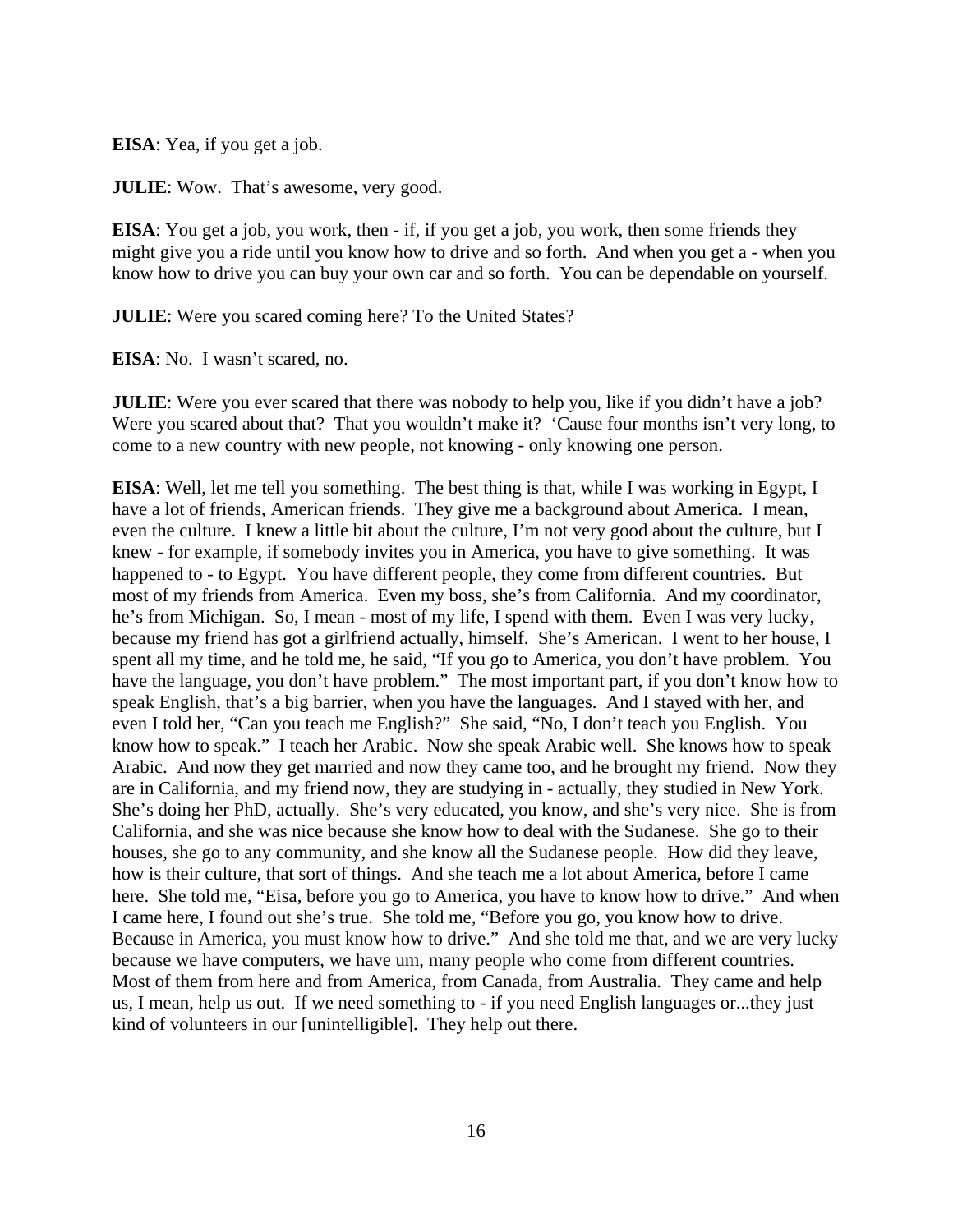**EISA**: Yea, if you get a job.

**JULIE**: Wow. That's awesome, very good.

**EISA**: You get a job, you work, then - if, if you get a job, you work, then some friends they might give you a ride until you know how to drive and so forth. And when you get a - when you know how to drive you can buy your own car and so forth. You can be dependable on yourself.

**JULIE**: Were you scared coming here? To the United States?

**EISA**: No. I wasn't scared, no.

**JULIE**: Were you ever scared that there was nobody to help you, like if you didn't have a job? Were you scared about that? That you wouldn't make it? 'Cause four months isn't very long, to come to a new country with new people, not knowing - only knowing one person.

**EISA**: Well, let me tell you something. The best thing is that, while I was working in Egypt, I have a lot of friends, American friends. They give me a background about America. I mean, even the culture. I knew a little bit about the culture, I'm not very good about the culture, but I knew - for example, if somebody invites you in America, you have to give something. It was happened to - to Egypt. You have different people, they come from different countries. But most of my friends from America. Even my boss, she's from California. And my coordinator, he's from Michigan. So, I mean - most of my life, I spend with them. Even I was very lucky, because my friend has got a girlfriend actually, himself. She's American. I went to her house, I spent all my time, and he told me, he said, "If you go to America, you don't have problem. You have the language, you don't have problem." The most important part, if you don't know how to speak English, that's a big barrier, when you have the languages. And I stayed with her, and even I told her, "Can you teach me English?" She said, "No, I don't teach you English. You know how to speak." I teach her Arabic. Now she speak Arabic well. She knows how to speak Arabic. And now they get married and now they came too, and he brought my friend. Now they are in California, and my friend now, they are studying in - actually, they studied in New York. She's doing her PhD, actually. She's very educated, you know, and she's very nice. She is from California, and she was nice because she know how to deal with the Sudanese. She go to their houses, she go to any community, and she know all the Sudanese people. How did they leave, how is their culture, that sort of things. And she teach me a lot about America, before I came here. She told me, "Eisa, before you go to America, you have to know how to drive." And when I came here, I found out she's true. She told me, "Before you go, you know how to drive. Because in America, you must know how to drive." And she told me that, and we are very lucky because we have computers, we have um, many people who come from different countries. Most of them from here and from America, from Canada, from Australia. They came and help us, I mean, help us out. If we need something to - if you need English languages or...they just kind of volunteers in our [unintelligible]. They help out there.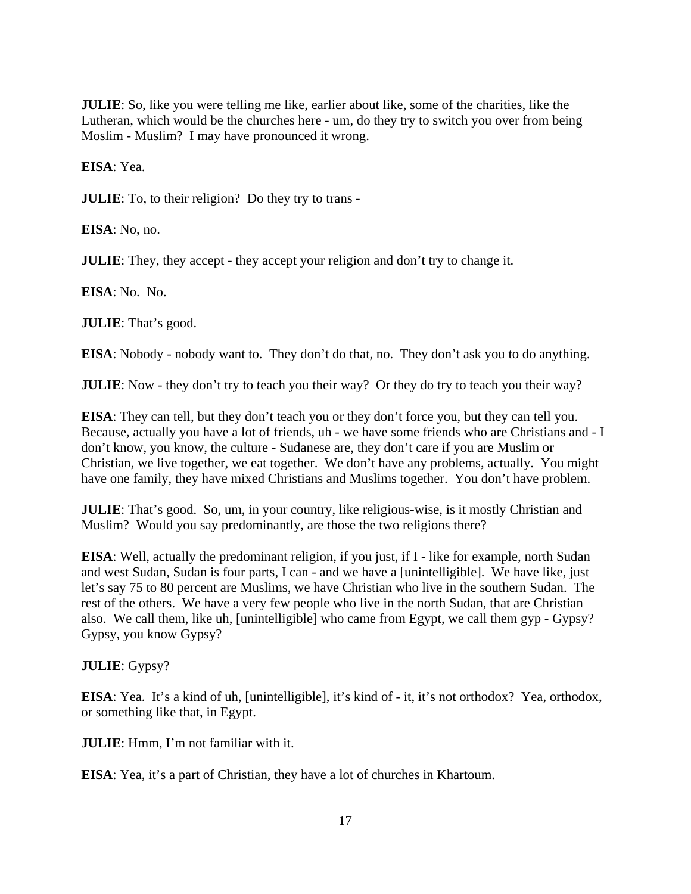**JULIE**: So, like you were telling me like, earlier about like, some of the charities, like the Lutheran, which would be the churches here - um, do they try to switch you over from being Moslim - Muslim? I may have pronounced it wrong.

**EISA**: Yea.

**JULIE**: To, to their religion? Do they try to trans -

**EISA**: No, no.

**JULIE**: They, they accept - they accept your religion and don't try to change it.

**EISA**: No. No.

**JULIE**: That's good.

**EISA**: Nobody - nobody want to. They don't do that, no. They don't ask you to do anything.

**JULIE**: Now - they don't try to teach you their way? Or they do try to teach you their way?

**EISA**: They can tell, but they don't teach you or they don't force you, but they can tell you. Because, actually you have a lot of friends, uh - we have some friends who are Christians and - I don't know, you know, the culture - Sudanese are, they don't care if you are Muslim or Christian, we live together, we eat together. We don't have any problems, actually. You might have one family, they have mixed Christians and Muslims together. You don't have problem.

**JULIE**: That's good. So, um, in your country, like religious-wise, is it mostly Christian and Muslim? Would you say predominantly, are those the two religions there?

**EISA**: Well, actually the predominant religion, if you just, if I - like for example, north Sudan and west Sudan, Sudan is four parts, I can - and we have a [unintelligible]. We have like, just let's say 75 to 80 percent are Muslims, we have Christian who live in the southern Sudan. The rest of the others. We have a very few people who live in the north Sudan, that are Christian also. We call them, like uh, [unintelligible] who came from Egypt, we call them gyp - Gypsy? Gypsy, you know Gypsy?

**JULIE**: Gypsy?

**EISA**: Yea. It's a kind of uh, [unintelligible], it's kind of - it, it's not orthodox? Yea, orthodox, or something like that, in Egypt.

**JULIE**: Hmm, I'm not familiar with it.

**EISA**: Yea, it's a part of Christian, they have a lot of churches in Khartoum.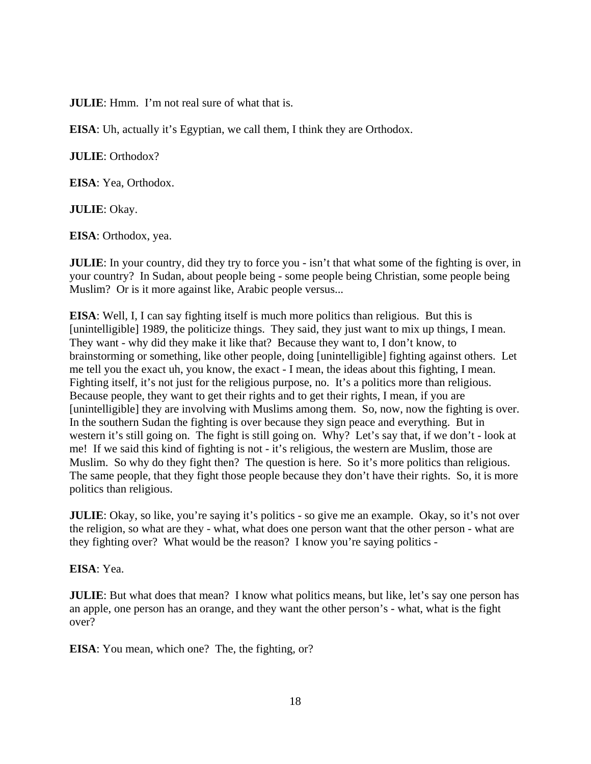**JULIE**: Hmm. I'm not real sure of what that is.

**EISA**: Uh, actually it's Egyptian, we call them, I think they are Orthodox.

**JULIE**: Orthodox?

**EISA**: Yea, Orthodox.

**JULIE**: Okay.

**EISA**: Orthodox, yea.

**JULIE**: In your country, did they try to force you - isn't that what some of the fighting is over, in your country? In Sudan, about people being - some people being Christian, some people being Muslim? Or is it more against like, Arabic people versus...

**EISA**: Well, I, I can say fighting itself is much more politics than religious. But this is [unintelligible] 1989, the politicize things. They said, they just want to mix up things, I mean. They want - why did they make it like that? Because they want to, I don't know, to brainstorming or something, like other people, doing [unintelligible] fighting against others. Let me tell you the exact uh, you know, the exact - I mean, the ideas about this fighting, I mean. Fighting itself, it's not just for the religious purpose, no. It's a politics more than religious. Because people, they want to get their rights and to get their rights, I mean, if you are [unintelligible] they are involving with Muslims among them. So, now, now the fighting is over. In the southern Sudan the fighting is over because they sign peace and everything. But in western it's still going on. The fight is still going on. Why? Let's say that, if we don't - look at me! If we said this kind of fighting is not - it's religious, the western are Muslim, those are Muslim. So why do they fight then? The question is here. So it's more politics than religious. The same people, that they fight those people because they don't have their rights. So, it is more politics than religious.

**JULIE**: Okay, so like, you're saying it's politics - so give me an example. Okay, so it's not over the religion, so what are they - what, what does one person want that the other person - what are they fighting over? What would be the reason? I know you're saying politics -

**EISA**: Yea.

**JULIE**: But what does that mean? I know what politics means, but like, let's say one person has an apple, one person has an orange, and they want the other person's - what, what is the fight over?

**EISA**: You mean, which one? The, the fighting, or?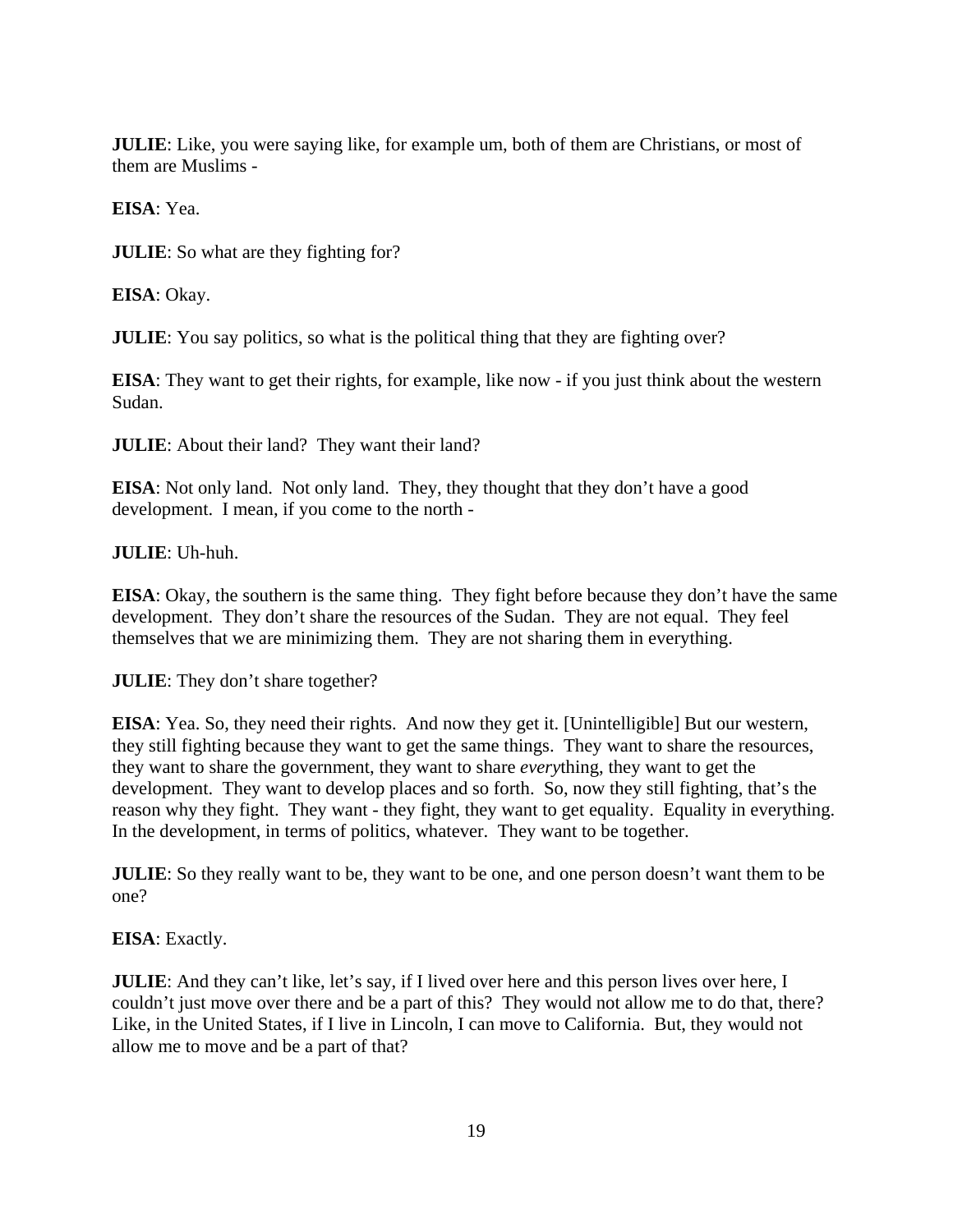**JULIE**: Like, you were saying like, for example um, both of them are Christians, or most of them are Muslims -

**EISA**: Yea.

**JULIE**: So what are they fighting for?

**EISA**: Okay.

**JULIE**: You say politics, so what is the political thing that they are fighting over?

**EISA**: They want to get their rights, for example, like now - if you just think about the western Sudan.

**JULIE**: About their land? They want their land?

**EISA**: Not only land. Not only land. They, they thought that they don't have a good development. I mean, if you come to the north -

**JULIE**: Uh-huh.

**EISA**: Okay, the southern is the same thing. They fight before because they don't have the same development. They don't share the resources of the Sudan. They are not equal. They feel themselves that we are minimizing them. They are not sharing them in everything.

**JULIE**: They don't share together?

**EISA**: Yea. So, they need their rights. And now they get it. [Unintelligible] But our western, they still fighting because they want to get the same things. They want to share the resources, they want to share the government, they want to share *every*thing, they want to get the development. They want to develop places and so forth. So, now they still fighting, that's the reason why they fight. They want - they fight, they want to get equality. Equality in everything. In the development, in terms of politics, whatever. They want to be together.

**JULIE**: So they really want to be, they want to be one, and one person doesn't want them to be one?

**EISA**: Exactly.

**JULIE**: And they can't like, let's say, if I lived over here and this person lives over here, I couldn't just move over there and be a part of this? They would not allow me to do that, there? Like, in the United States, if I live in Lincoln, I can move to California. But, they would not allow me to move and be a part of that?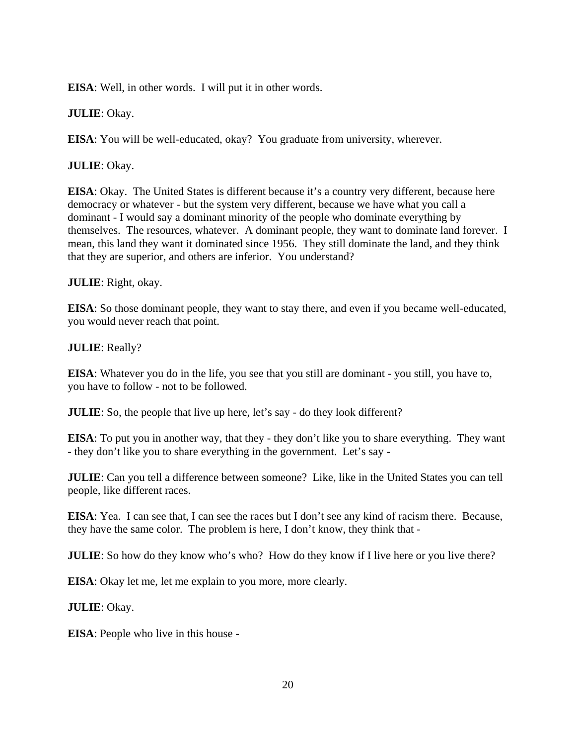**EISA**: Well, in other words. I will put it in other words.

**JULIE**: Okay.

**EISA**: You will be well-educated, okay? You graduate from university, wherever.

**JULIE**: Okay.

**EISA**: Okay. The United States is different because it's a country very different, because here democracy or whatever - but the system very different, because we have what you call a dominant - I would say a dominant minority of the people who dominate everything by themselves. The resources, whatever. A dominant people, they want to dominate land forever. I mean, this land they want it dominated since 1956. They still dominate the land, and they think that they are superior, and others are inferior. You understand?

**JULIE**: Right, okay.

**EISA**: So those dominant people, they want to stay there, and even if you became well-educated, you would never reach that point.

**JULIE**: Really?

**EISA**: Whatever you do in the life, you see that you still are dominant - you still, you have to, you have to follow - not to be followed.

**JULIE**: So, the people that live up here, let's say - do they look different?

**EISA**: To put you in another way, that they - they don't like you to share everything. They want - they don't like you to share everything in the government. Let's say -

**JULIE**: Can you tell a difference between someone? Like, like in the United States you can tell people, like different races.

**EISA**: Yea. I can see that, I can see the races but I don't see any kind of racism there. Because, they have the same color. The problem is here, I don't know, they think that -

**JULIE**: So how do they know who's who? How do they know if I live here or you live there?

**EISA**: Okay let me, let me explain to you more, more clearly.

**JULIE**: Okay.

**EISA**: People who live in this house -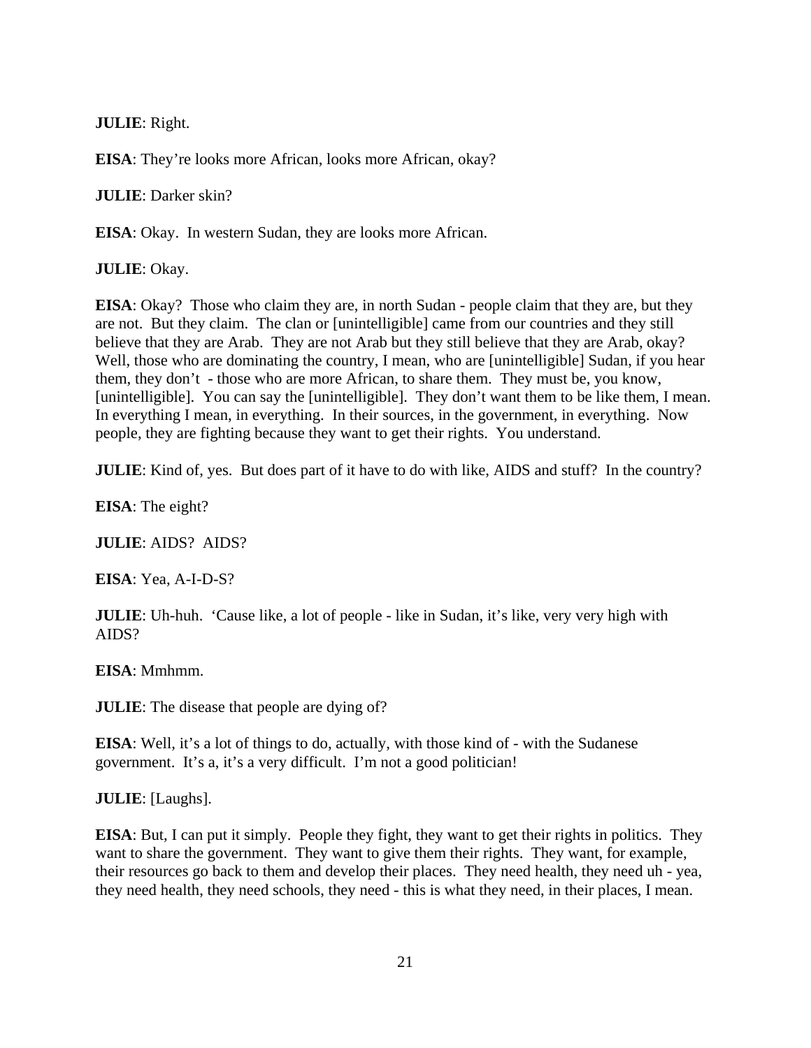**JULIE**: Right.

**EISA**: They're looks more African, looks more African, okay?

**JULIE**: Darker skin?

**EISA**: Okay. In western Sudan, they are looks more African.

**JULIE**: Okay.

**EISA**: Okay? Those who claim they are, in north Sudan - people claim that they are, but they are not. But they claim. The clan or [unintelligible] came from our countries and they still believe that they are Arab. They are not Arab but they still believe that they are Arab, okay? Well, those who are dominating the country, I mean, who are [unintelligible] Sudan, if you hear them, they don't - those who are more African, to share them. They must be, you know, [unintelligible]. You can say the [unintelligible]. They don't want them to be like them, I mean. In everything I mean, in everything. In their sources, in the government, in everything. Now people, they are fighting because they want to get their rights. You understand.

**JULIE**: Kind of, yes. But does part of it have to do with like, AIDS and stuff? In the country?

**EISA**: The eight?

**JULIE**: AIDS? AIDS?

**EISA**: Yea, A-I-D-S?

**JULIE**: Uh-huh. 'Cause like, a lot of people - like in Sudan, it's like, very very high with AIDS?

**EISA**: Mmhmm.

**JULIE**: The disease that people are dying of?

**EISA**: Well, it's a lot of things to do, actually, with those kind of - with the Sudanese government. It's a, it's a very difficult. I'm not a good politician!

**JULIE**: [Laughs].

**EISA**: But, I can put it simply. People they fight, they want to get their rights in politics. They want to share the government. They want to give them their rights. They want, for example, their resources go back to them and develop their places. They need health, they need uh - yea, they need health, they need schools, they need - this is what they need, in their places, I mean.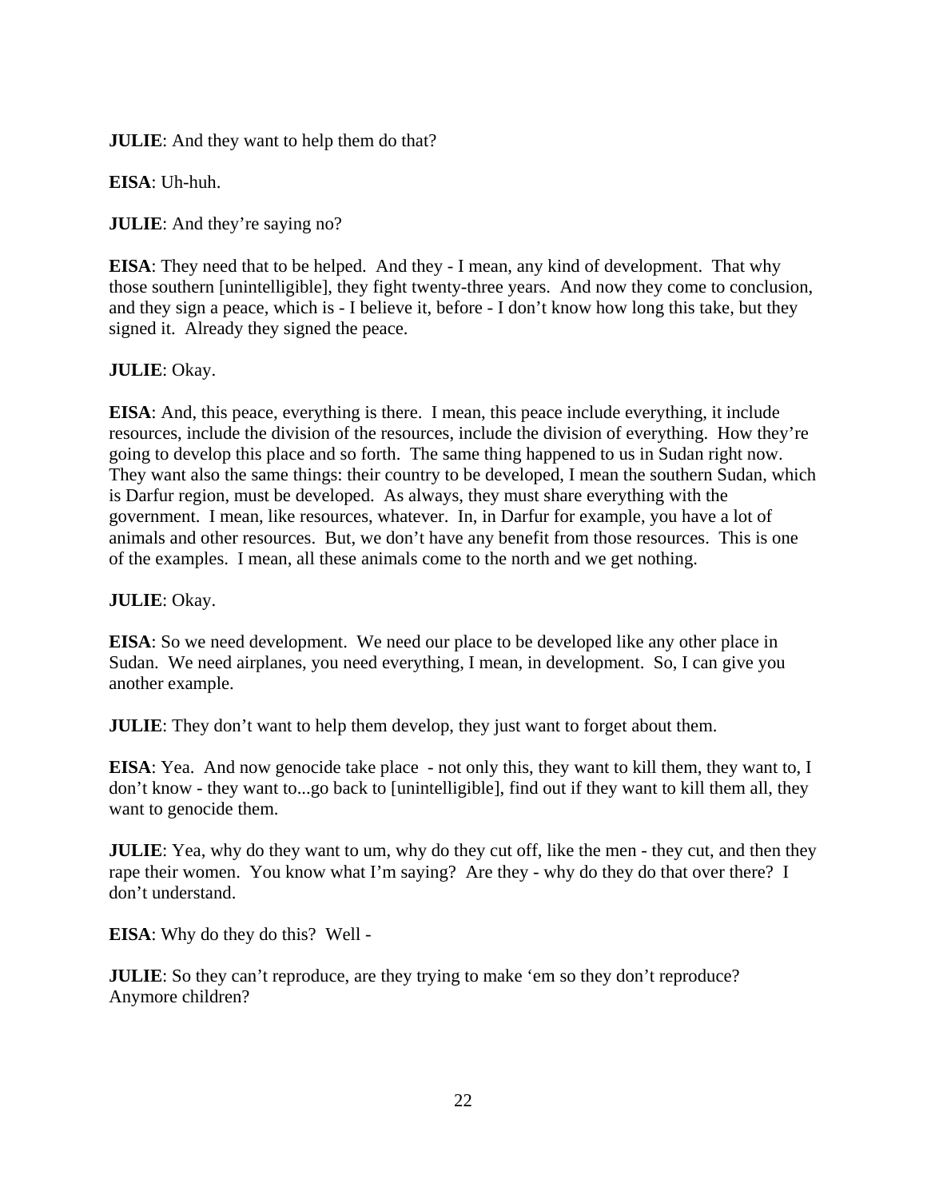**JULIE**: And they want to help them do that?

**EISA**: Uh-huh.

**JULIE**: And they're saying no?

**EISA**: They need that to be helped. And they - I mean, any kind of development. That why those southern [unintelligible], they fight twenty-three years. And now they come to conclusion, and they sign a peace, which is - I believe it, before - I don't know how long this take, but they signed it. Already they signed the peace.

**JULIE**: Okay.

**EISA**: And, this peace, everything is there. I mean, this peace include everything, it include resources, include the division of the resources, include the division of everything. How they're going to develop this place and so forth. The same thing happened to us in Sudan right now. They want also the same things: their country to be developed, I mean the southern Sudan, which is Darfur region, must be developed. As always, they must share everything with the government. I mean, like resources, whatever. In, in Darfur for example, you have a lot of animals and other resources. But, we don't have any benefit from those resources. This is one of the examples. I mean, all these animals come to the north and we get nothing.

**JULIE**: Okay.

**EISA**: So we need development. We need our place to be developed like any other place in Sudan. We need airplanes, you need everything, I mean, in development. So, I can give you another example.

**JULIE**: They don't want to help them develop, they just want to forget about them.

**EISA**: Yea. And now genocide take place - not only this, they want to kill them, they want to, I don't know - they want to...go back to [unintelligible], find out if they want to kill them all, they want to genocide them.

**JULIE**: Yea, why do they want to um, why do they cut off, like the men - they cut, and then they rape their women. You know what I'm saying? Are they - why do they do that over there? I don't understand.

**EISA**: Why do they do this? Well -

**JULIE**: So they can't reproduce, are they trying to make 'em so they don't reproduce? Anymore children?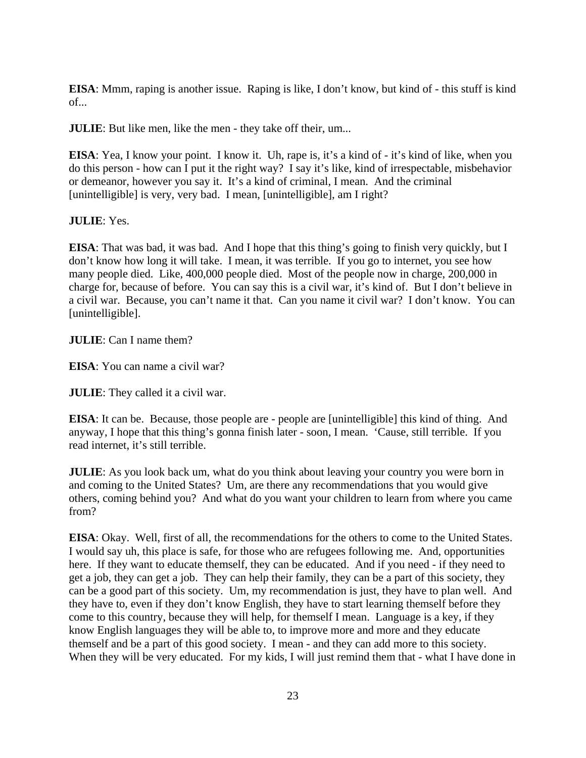**EISA**: Mmm, raping is another issue. Raping is like, I don't know, but kind of - this stuff is kind of...

**JULIE**: But like men, like the men - they take off their, um...

**EISA**: Yea, I know your point. I know it. Uh, rape is, it's a kind of - it's kind of like, when you do this person - how can I put it the right way? I say it's like, kind of irrespectable, misbehavior or demeanor, however you say it. It's a kind of criminal, I mean. And the criminal [unintelligible] is very, very bad. I mean, [unintelligible], am I right?

**JULIE**: Yes.

**EISA**: That was bad, it was bad. And I hope that this thing's going to finish very quickly, but I don't know how long it will take. I mean, it was terrible. If you go to internet, you see how many people died. Like, 400,000 people died. Most of the people now in charge, 200,000 in charge for, because of before. You can say this is a civil war, it's kind of. But I don't believe in a civil war. Because, you can't name it that. Can you name it civil war? I don't know. You can [unintelligible].

**JULIE**: Can I name them?

**EISA**: You can name a civil war?

**JULIE**: They called it a civil war.

**EISA**: It can be. Because, those people are - people are [unintelligible] this kind of thing. And anyway, I hope that this thing's gonna finish later - soon, I mean. 'Cause, still terrible. If you read internet, it's still terrible.

**JULIE**: As you look back um, what do you think about leaving your country you were born in and coming to the United States? Um, are there any recommendations that you would give others, coming behind you? And what do you want your children to learn from where you came from?

**EISA**: Okay. Well, first of all, the recommendations for the others to come to the United States. I would say uh, this place is safe, for those who are refugees following me. And, opportunities here. If they want to educate themself, they can be educated. And if you need - if they need to get a job, they can get a job. They can help their family, they can be a part of this society, they can be a good part of this society. Um, my recommendation is just, they have to plan well. And they have to, even if they don't know English, they have to start learning themself before they come to this country, because they will help, for themself I mean. Language is a key, if they know English languages they will be able to, to improve more and more and they educate themself and be a part of this good society. I mean - and they can add more to this society. When they will be very educated. For my kids, I will just remind them that - what I have done in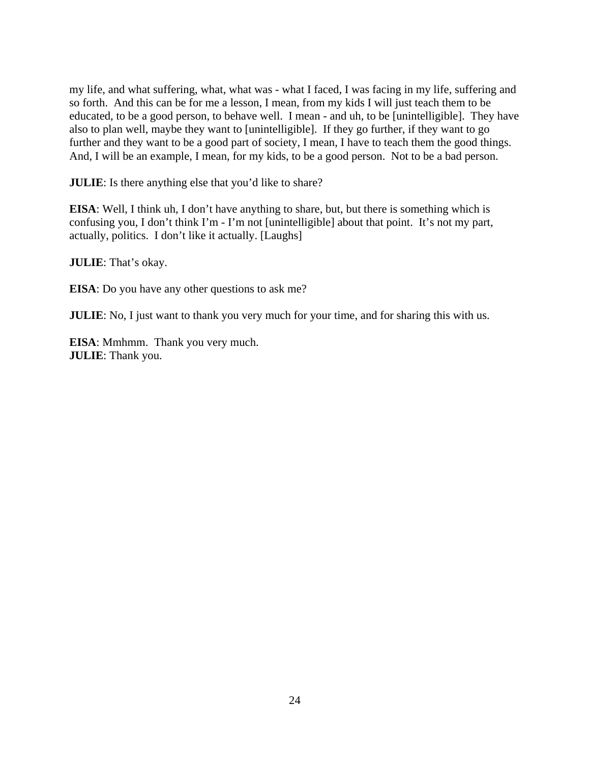my life, and what suffering, what, what was - what I faced, I was facing in my life, suffering and so forth. And this can be for me a lesson, I mean, from my kids I will just teach them to be educated, to be a good person, to behave well. I mean - and uh, to be [unintelligible]. They have also to plan well, maybe they want to [unintelligible]. If they go further, if they want to go further and they want to be a good part of society, I mean, I have to teach them the good things. And, I will be an example, I mean, for my kids, to be a good person. Not to be a bad person.

**JULIE**: Is there anything else that you'd like to share?

**EISA**: Well, I think uh, I don't have anything to share, but, but there is something which is confusing you, I don't think I'm - I'm not [unintelligible] about that point. It's not my part, actually, politics. I don't like it actually. [Laughs]

**JULIE**: That's okay.

**EISA**: Do you have any other questions to ask me?

**JULIE**: No, I just want to thank you very much for your time, and for sharing this with us.

**EISA**: Mmhmm. Thank you very much.
**JULIE**: Thank you.